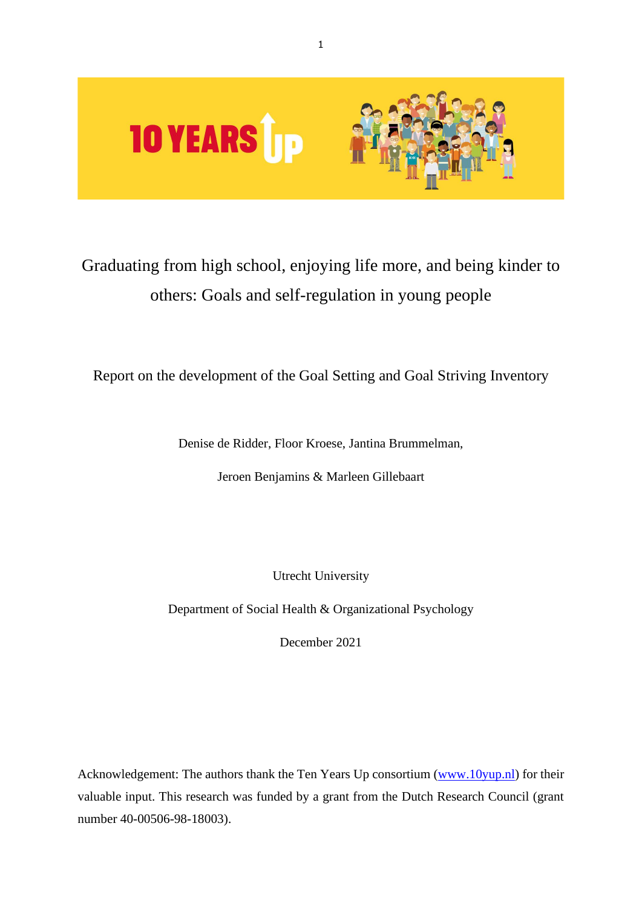# Graduating from high school, enjoying life more, and being kinder to others: Goals and self-regulation in young people

## Report on the development of the Goal Setting and Goal Striving Inventory

Denise de Ridder, Floor Kroese, Jantina Brummelman,

Jeroen Benjamins & Marleen Gillebaart

Utrecht University

Department of Social Health & Organizational Psychology

December 2021

Acknowledgement: The authors thank the Ten Years Up consortium (www.10yup.nl) for their valuable input. This research was funded by a grant from the Dutch Research Council (grant number 40-00506-98-18003).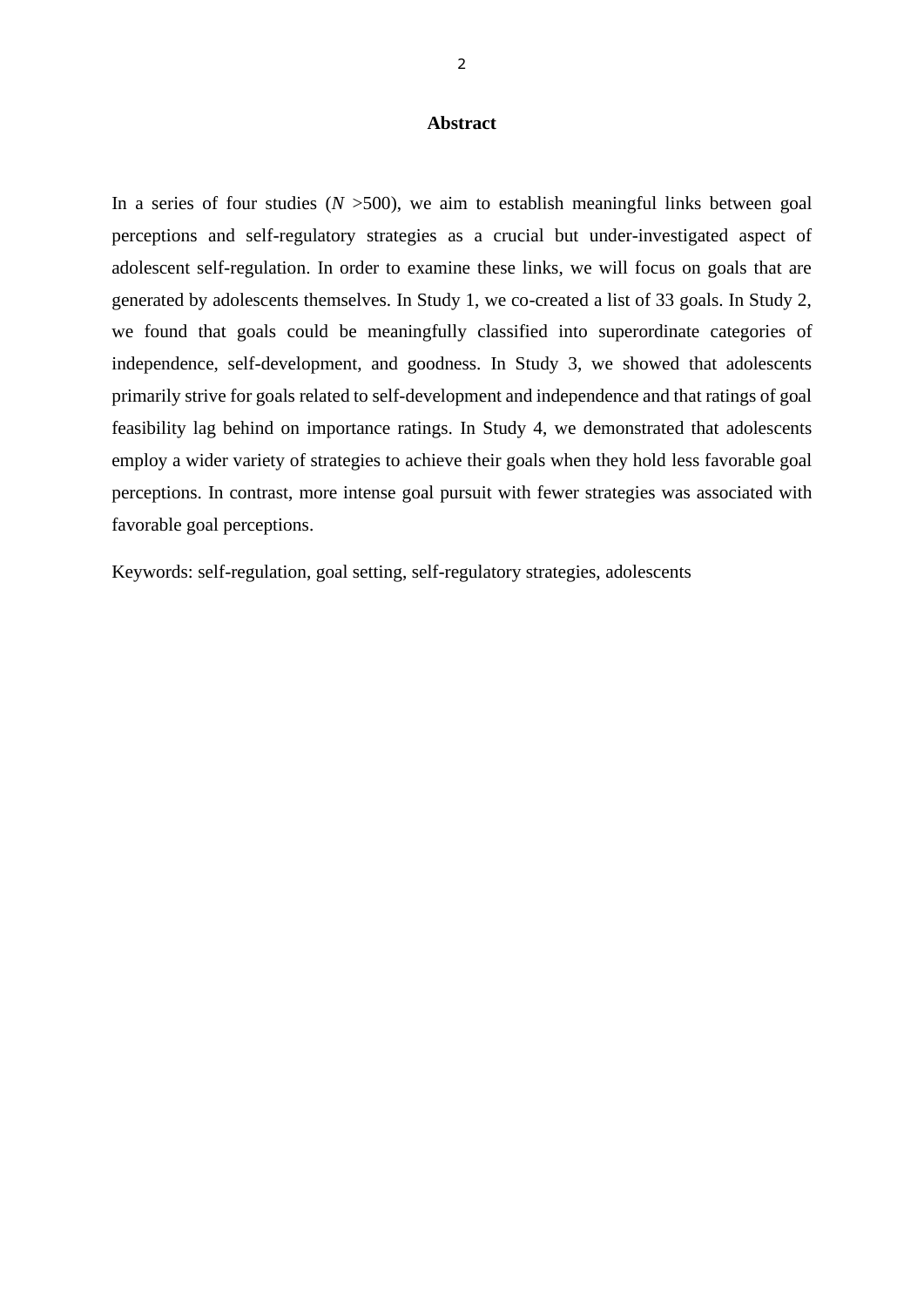# Abstract

In a series of four studies (*N* >500), we aim to establish meaningful links between goal perceptions and self-regulatory strategies as a crucial but under-investigated aspect of adolescent self-regulation. In order to examine these links, we will focus on goals that are generated by adolescents themselves. In Study 1, we co-created a list of 33 goals. In Study 2, we found that goals could be meaningfully classified into superordinate categories of independence, self-development, and goodness. In Study 3, we showed that adolescents primarily strive for goals related to self-development and independence and that ratings of goal feasibility lag behind on importance ratings. In Study 4, we demonstrated that adolescents employ a wider variety of strategies to achieve their goals when they hold less favorable goal perceptions. In contrast, more intense goal pursuit with fewer strategies was associated with favorable goal perceptions.

Keywords: self-regulation, goal setting, self-regulatory strategies, adolescents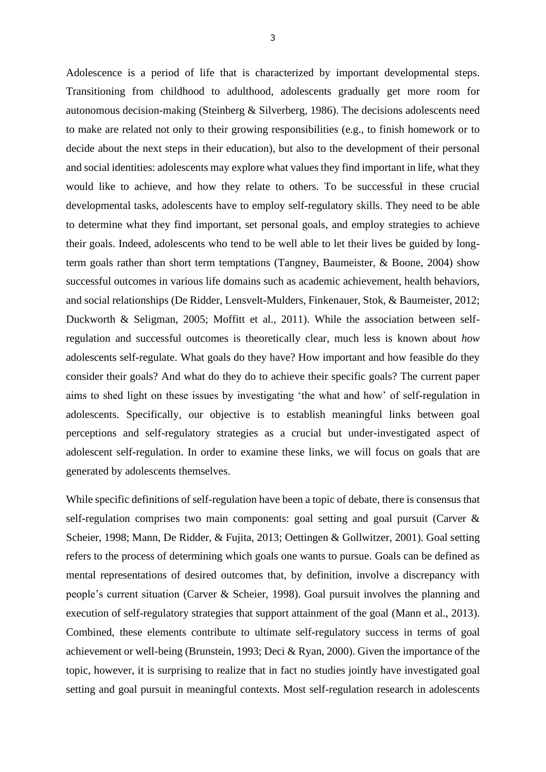Adolescence is a period of life that is characterized by important developmental steps. Transitioning from childhood to adulthood, adolescents gradually get more room for autonomous decision-making (Steinberg & Silverberg, 1986). The decisions adolescents need to make are related not only to their growing responsibilities (e.g., to finish homework or to decide about the next steps in their education), but also to the development of their personal and social identities: adolescents may explore what values they find important in life, what they would like to achieve, and how they relate to others. To be successful in these crucial developmental tasks, adolescents have to employ self-regulatory skills. They need to be able to determine what they find important, set personal goals, and employ strategies to achieve their goals. Indeed, adolescents who tend to be well able to let their lives be guided by long-term goals rather than short term temptations (Tangney, Baumeister, & Boone, 2004) show successful outcomes in various life domains such as academic achievement, health behaviors, and social relationships (De Ridder, Lensvelt-Mulders, Finkenauer, Stok, & Baumeister, 2012; Duckworth & Seligman, 2005; Moffitt et al., 2011). While the association between self-regulation and successful outcomes is theoretically clear, much less is known about *how* adolescents self-regulate. What goals do they have? How important and how feasible do they consider their goals? And what do they do to achieve their specific goals? The current paper aims to shed light on these issues by investigating 'the what and how' of self-regulation in adolescents. Specifically, our objective is to establish meaningful links between goal perceptions and self-regulatory strategies as a crucial but under-investigated aspect of adolescent self-regulation. In order to examine these links, we will focus on goals that are generated by adolescents themselves.

While specific definitions of self-regulation have been a topic of debate, there is consensus that self-regulation comprises two main components: goal setting and goal pursuit (Carver & Scheier, 1998; Mann, De Ridder, & Fujita, 2013; Oettingen & Gollwitzer, 2001). Goal setting refers to the process of determining which goals one wants to pursue. Goals can be defined as mental representations of desired outcomes that, by definition, involve a discrepancy with people's current situation (Carver & Scheier, 1998). Goal pursuit involves the planning and execution of self-regulatory strategies that support attainment of the goal (Mann et al., 2013). Combined, these elements contribute to ultimate self-regulatory success in terms of goal achievement or well-being (Brunstein, 1993; Deci & Ryan, 2000). Given the importance of the topic, however, it is surprising to realize that in fact no studies jointly have investigated goal setting and goal pursuit in meaningful contexts. Most self-regulation research in adolescents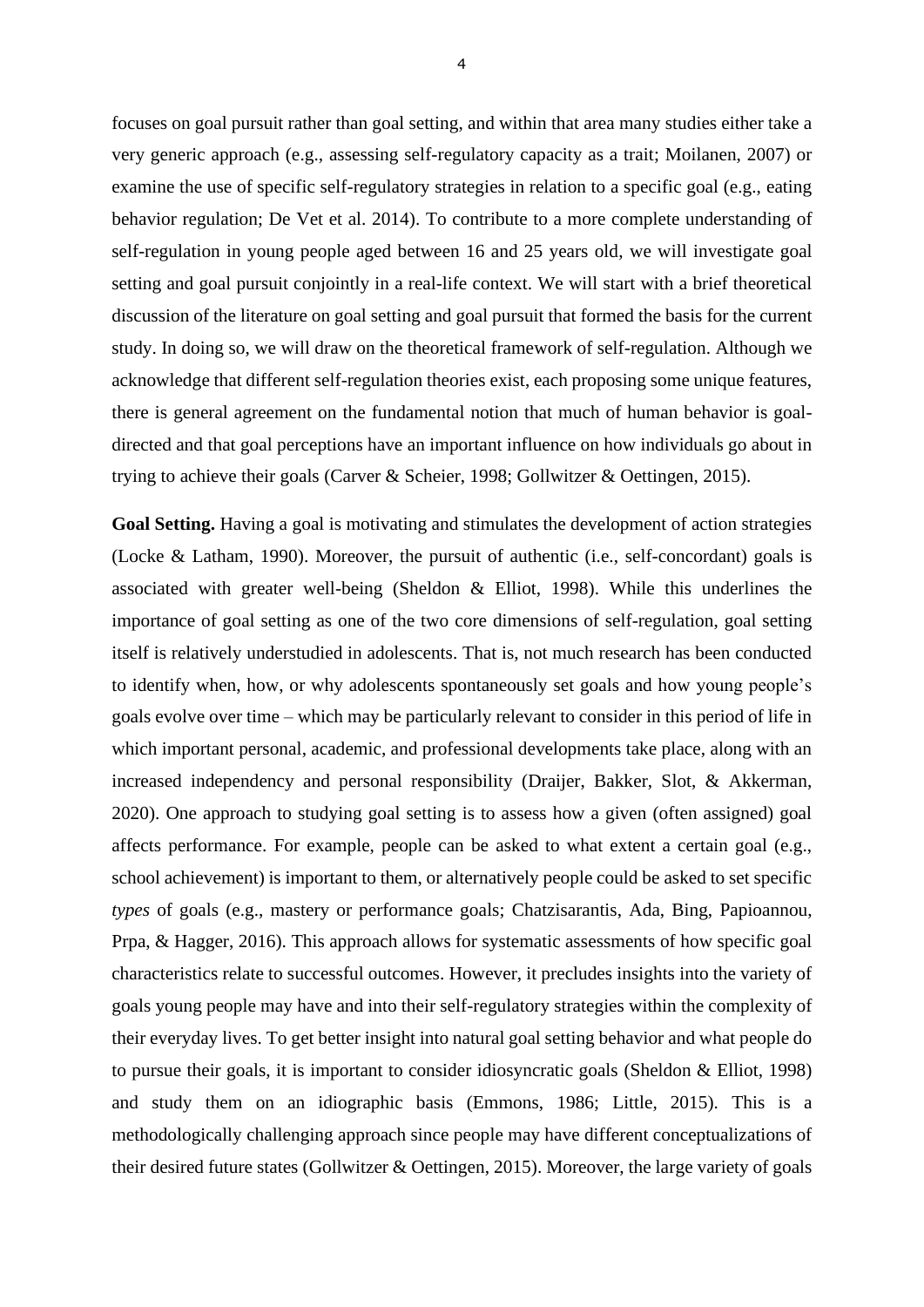focuses on goal pursuit rather than goal setting, and within that area many studies either take a very generic approach (e.g., assessing self-regulatory capacity as a trait; Moilanen, 2007) or examine the use of specific self-regulatory strategies in relation to a specific goal (e.g., eating behavior regulation; De Vet et al. 2014). To contribute to a more complete understanding of self-regulation in young people aged between 16 and 25 years old, we will investigate goal setting and goal pursuit conjointly in a real-life context. We will start with a brief theoretical discussion of the literature on goal setting and goal pursuit that formed the basis for the current study. In doing so, we will draw on the theoretical framework of self-regulation. Although we acknowledge that different self-regulation theories exist, each proposing some unique features, there is general agreement on the fundamental notion that much of human behavior is goal-directed and that goal perceptions have an important influence on how individuals go about in trying to achieve their goals (Carver & Scheier, 1998; Gollwitzer & Oettingen, 2015).

**Goal Setting.** Having a goal is motivating and stimulates the development of action strategies (Locke & Latham, 1990). Moreover, the pursuit of authentic (i.e., self-concordant) goals is associated with greater well-being (Sheldon & Elliot, 1998). While this underlines the importance of goal setting as one of the two core dimensions of self-regulation, goal setting itself is relatively understudied in adolescents. That is, not much research has been conducted to identify when, how, or why adolescents spontaneously set goals and how young people's goals evolve over time – which may be particularly relevant to consider in this period of life in which important personal, academic, and professional developments take place, along with an increased independency and personal responsibility (Draijer, Bakker, Slot, & Akkerman, 2020). One approach to studying goal setting is to assess how a given (often assigned) goal affects performance. For example, people can be asked to what extent a certain goal (e.g., school achievement) is important to them, or alternatively people could be asked to set specific *types* of goals (e.g., mastery or performance goals; Chatzisarantis, Ada, Bing, Papioannou, Prpa, & Hagger, 2016). This approach allows for systematic assessments of how specific goal characteristics relate to successful outcomes. However, it precludes insights into the variety of goals young people may have and into their self-regulatory strategies within the complexity of their everyday lives. To get better insight into natural goal setting behavior and what people do to pursue their goals, it is important to consider idiosyncratic goals (Sheldon & Elliot, 1998) and study them on an idiographic basis (Emmons, 1986; Little, 2015). This is a methodologically challenging approach since people may have different conceptualizations of their desired future states (Gollwitzer & Oettingen, 2015). Moreover, the large variety of goals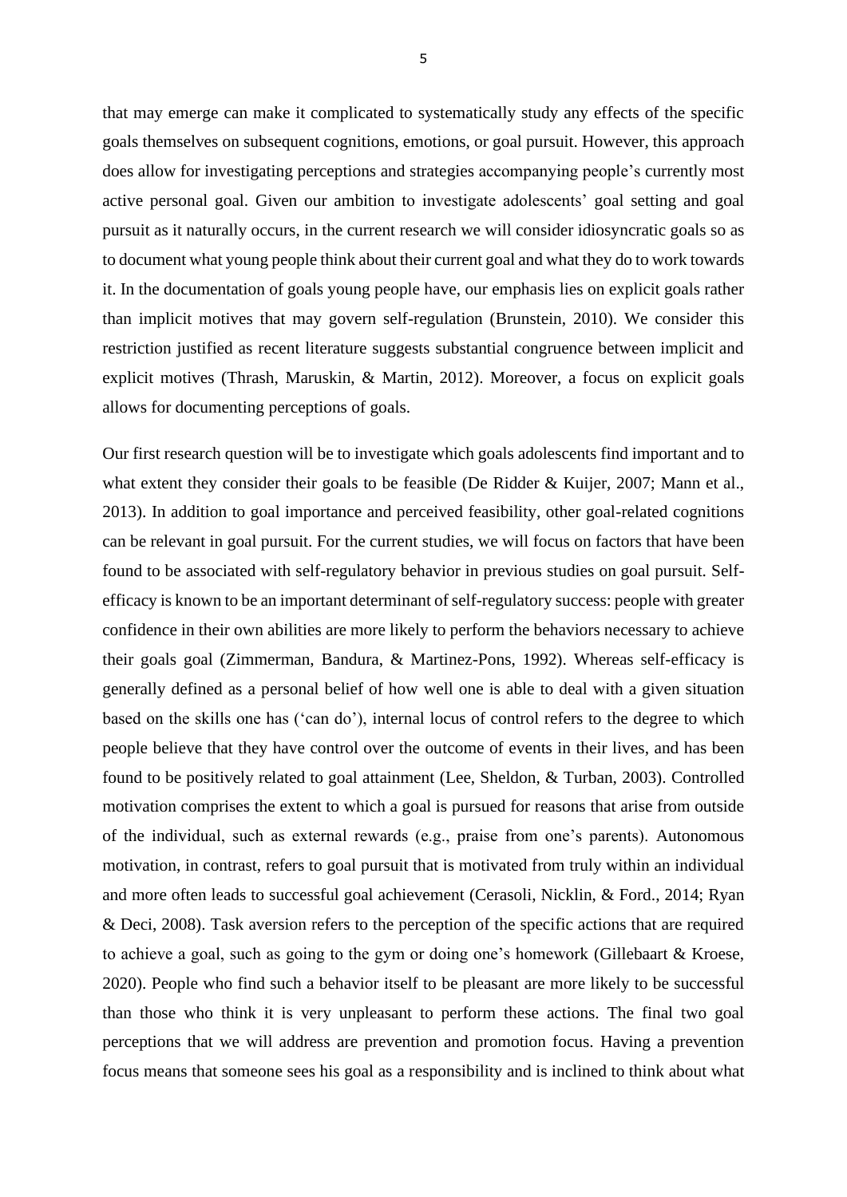that may emerge can make it complicated to systematically study any effects of the specific goals themselves on subsequent cognitions, emotions, or goal pursuit. However, this approach does allow for investigating perceptions and strategies accompanying people's currently most active personal goal. Given our ambition to investigate adolescents' goal setting and goal pursuit as it naturally occurs, in the current research we will consider idiosyncratic goals so as to document what young people think about their current goal and what they do to work towards it. In the documentation of goals young people have, our emphasis lies on explicit goals rather than implicit motives that may govern self-regulation (Brunstein, 2010). We consider this restriction justified as recent literature suggests substantial congruence between implicit and explicit motives (Thrash, Maruskin, & Martin, 2012). Moreover, a focus on explicit goals allows for documenting perceptions of goals.

Our first research question will be to investigate which goals adolescents find important and to what extent they consider their goals to be feasible (De Ridder & Kuijer, 2007; Mann et al., 2013). In addition to goal importance and perceived feasibility, other goal-related cognitions can be relevant in goal pursuit. For the current studies, we will focus on factors that have been found to be associated with self-regulatory behavior in previous studies on goal pursuit. Self-efficacy is known to be an important determinant of self-regulatory success: people with greater confidence in their own abilities are more likely to perform the behaviors necessary to achieve their goals goal (Zimmerman, Bandura, & Martinez-Pons, 1992). Whereas self-efficacy is generally defined as a personal belief of how well one is able to deal with a given situation based on the skills one has ('can do'), internal locus of control refers to the degree to which people believe that they have control over the outcome of events in their lives, and has been found to be positively related to goal attainment (Lee, Sheldon, & Turban, 2003). Controlled motivation comprises the extent to which a goal is pursued for reasons that arise from outside of the individual, such as external rewards (e.g., praise from one's parents). Autonomous motivation, in contrast, refers to goal pursuit that is motivated from truly within an individual and more often leads to successful goal achievement (Cerasoli, Nicklin, & Ford., 2014; Ryan & Deci, 2008). Task aversion refers to the perception of the specific actions that are required to achieve a goal, such as going to the gym or doing one's homework (Gillebaart & Kroese, 2020). People who find such a behavior itself to be pleasant are more likely to be successful than those who think it is very unpleasant to perform these actions. The final two goal perceptions that we will address are prevention and promotion focus. Having a prevention focus means that someone sees his goal as a responsibility and is inclined to think about what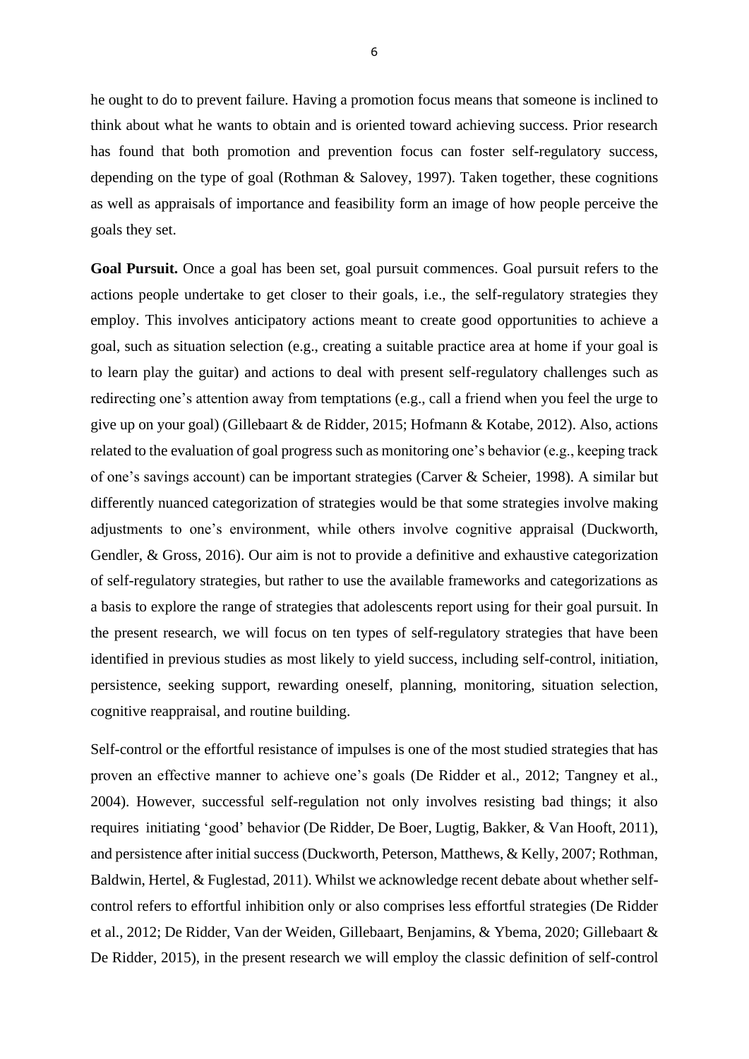he ought to do to prevent failure. Having a promotion focus means that someone is inclined to think about what he wants to obtain and is oriented toward achieving success. Prior research has found that both promotion and prevention focus can foster self-regulatory success, depending on the type of goal (Rothman & Salovey, 1997). Taken together, these cognitions as well as appraisals of importance and feasibility form an image of how people perceive the goals they set.

**Goal Pursuit.** Once a goal has been set, goal pursuit commences. Goal pursuit refers to the actions people undertake to get closer to their goals, i.e., the self-regulatory strategies they employ. This involves anticipatory actions meant to create good opportunities to achieve a goal, such as situation selection (e.g., creating a suitable practice area at home if your goal is to learn play the guitar) and actions to deal with present self-regulatory challenges such as redirecting one's attention away from temptations (e.g., call a friend when you feel the urge to give up on your goal) (Gillebaart & de Ridder, 2015; Hofmann & Kotabe, 2012). Also, actions related to the evaluation of goal progress such as monitoring one's behavior (e.g., keeping track of one's savings account) can be important strategies (Carver & Scheier, 1998). A similar but differently nuanced categorization of strategies would be that some strategies involve making adjustments to one's environment, while others involve cognitive appraisal (Duckworth, Gendler, & Gross, 2016). Our aim is not to provide a definitive and exhaustive categorization of self-regulatory strategies, but rather to use the available frameworks and categorizations as a basis to explore the range of strategies that adolescents report using for their goal pursuit. In the present research, we will focus on ten types of self-regulatory strategies that have been identified in previous studies as most likely to yield success, including self-control, initiation, persistence, seeking support, rewarding oneself, planning, monitoring, situation selection, cognitive reappraisal, and routine building.

Self-control or the effortful resistance of impulses is one of the most studied strategies that has proven an effective manner to achieve one's goals (De Ridder et al., 2012; Tangney et al., 2004). However, successful self-regulation not only involves resisting bad things; it also requires initiating 'good' behavior (De Ridder, De Boer, Lugtig, Bakker, & Van Hooft, 2011), and persistence after initial success (Duckworth, Peterson, Matthews, & Kelly, 2007; Rothman, Baldwin, Hertel, & Fuglestad, 2011). Whilst we acknowledge recent debate about whether self-control refers to effortful inhibition only or also comprises less effortful strategies (De Ridder et al., 2012; De Ridder, Van der Weiden, Gillebaart, Benjamins, & Ybema, 2020; Gillebaart & De Ridder, 2015), in the present research we will employ the classic definition of self-control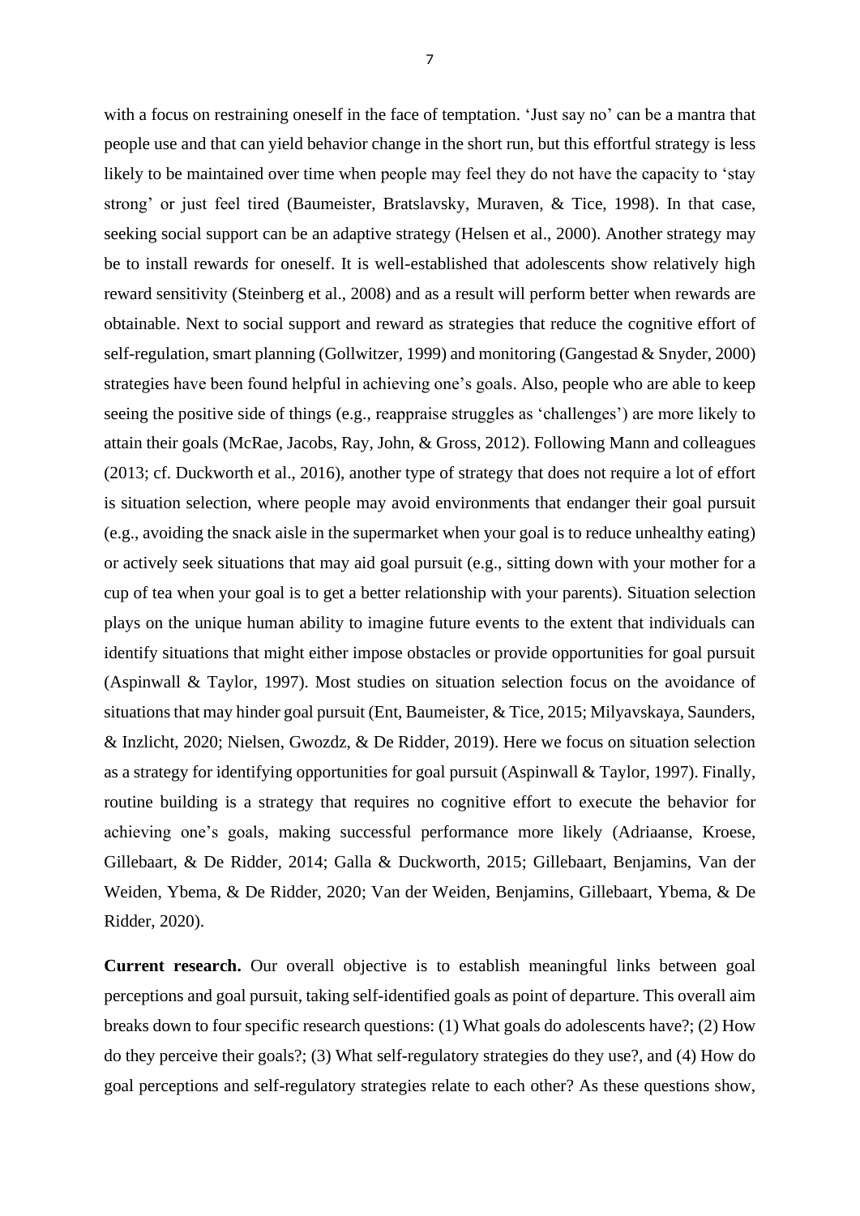with a focus on restraining oneself in the face of temptation. 'Just say no' can be a mantra that people use and that can yield behavior change in the short run, but this effortful strategy is less likely to be maintained over time when people may feel they do not have the capacity to 'stay strong' or just feel tired (Baumeister, Bratslavsky, Muraven, & Tice, 1998). In that case, seeking social support can be an adaptive strategy (Helsen et al., 2000). Another strategy may be to install rewards for oneself. It is well-established that adolescents show relatively high reward sensitivity (Steinberg et al., 2008) and as a result will perform better when rewards are obtainable. Next to social support and reward as strategies that reduce the cognitive effort of self-regulation, smart planning (Gollwitzer, 1999) and monitoring (Gangestad & Snyder, 2000) strategies have been found helpful in achieving one's goals. Also, people who are able to keep seeing the positive side of things (e.g., reappraise struggles as 'challenges') are more likely to attain their goals (McRae, Jacobs, Ray, John, & Gross, 2012). Following Mann and colleagues (2013; cf. Duckworth et al., 2016), another type of strategy that does not require a lot of effort is situation selection, where people may avoid environments that endanger their goal pursuit (e.g., avoiding the snack aisle in the supermarket when your goal is to reduce unhealthy eating) or actively seek situations that may aid goal pursuit (e.g., sitting down with your mother for a cup of tea when your goal is to get a better relationship with your parents). Situation selection plays on the unique human ability to imagine future events to the extent that individuals can identify situations that might either impose obstacles or provide opportunities for goal pursuit (Aspinwall & Taylor, 1997). Most studies on situation selection focus on the avoidance of situations that may hinder goal pursuit (Ent, Baumeister, & Tice, 2015; Milyavskaya, Saunders, & Inzlicht, 2020; Nielsen, Gwozdz, & De Ridder, 2019). Here we focus on situation selection as a strategy for identifying opportunities for goal pursuit (Aspinwall & Taylor, 1997). Finally, routine building is a strategy that requires no cognitive effort to execute the behavior for achieving one's goals, making successful performance more likely (Adriaanse, Kroese, Gillebaart, & De Ridder, 2014; Galla & Duckworth, 2015; Gillebaart, Benjamins, Van der Weiden, Ybema, & De Ridder, 2020; Van der Weiden, Benjamins, Gillebaart, Ybema, & De Ridder, 2020).

**Current research.** Our overall objective is to establish meaningful links between goal perceptions and goal pursuit, taking self-identified goals as point of departure. This overall aim breaks down to four specific research questions: (1) What goals do adolescents have?; (2) How do they perceive their goals?; (3) What self-regulatory strategies do they use?, and (4) How do goal perceptions and self-regulatory strategies relate to each other? As these questions show,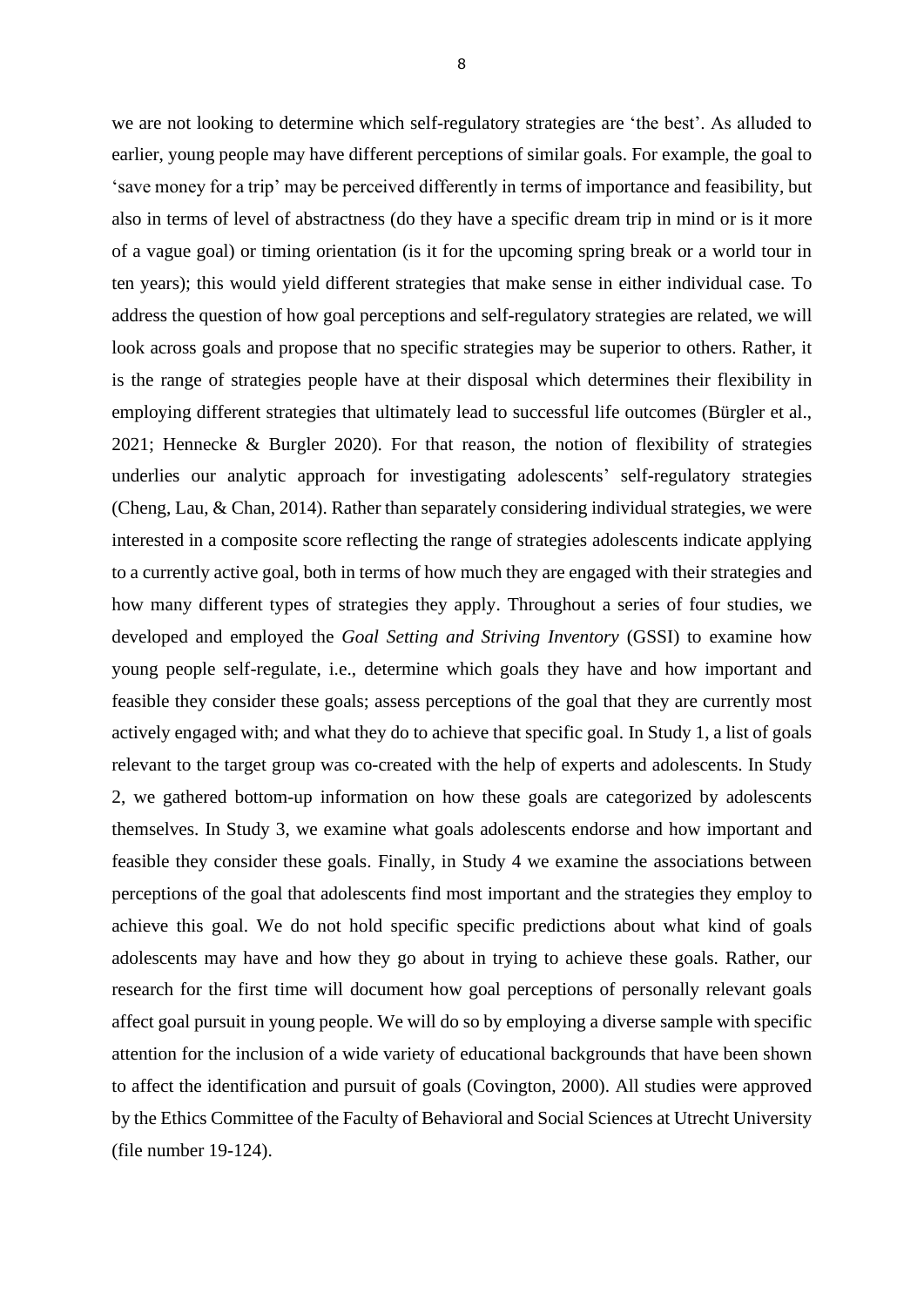we are not looking to determine which self-regulatory strategies are 'the best'. As alluded to earlier, young people may have different perceptions of similar goals. For example, the goal to 'save money for a trip' may be perceived differently in terms of importance and feasibility, but also in terms of level of abstractness (do they have a specific dream trip in mind or is it more of a vague goal) or timing orientation (is it for the upcoming spring break or a world tour in ten years); this would yield different strategies that make sense in either individual case. To address the question of how goal perceptions and self-regulatory strategies are related, we will look across goals and propose that no specific strategies may be superior to others. Rather, it is the range of strategies people have at their disposal which determines their flexibility in employing different strategies that ultimately lead to successful life outcomes (Bürgler et al., 2021; Hennecke & Burgler 2020). For that reason, the notion of flexibility of strategies underlies our analytic approach for investigating adolescents' self-regulatory strategies (Cheng, Lau, & Chan, 2014). Rather than separately considering individual strategies, we were interested in a composite score reflecting the range of strategies adolescents indicate applying to a currently active goal, both in terms of how much they are engaged with their strategies and how many different types of strategies they apply. Throughout a series of four studies, we developed and employed the *Goal Setting and Striving Inventory* (GSSI) to examine how young people self-regulate, i.e., determine which goals they have and how important and feasible they consider these goals; assess perceptions of the goal that they are currently most actively engaged with; and what they do to achieve that specific goal. In Study 1, a list of goals relevant to the target group was co-created with the help of experts and adolescents. In Study 2, we gathered bottom-up information on how these goals are categorized by adolescents themselves. In Study 3, we examine what goals adolescents endorse and how important and feasible they consider these goals. Finally, in Study 4 we examine the associations between perceptions of the goal that adolescents find most important and the strategies they employ to achieve this goal. We do not hold specific specific predictions about what kind of goals adolescents may have and how they go about in trying to achieve these goals. Rather, our research for the first time will document how goal perceptions of personally relevant goals affect goal pursuit in young people. We will do so by employing a diverse sample with specific attention for the inclusion of a wide variety of educational backgrounds that have been shown to affect the identification and pursuit of goals (Covington, 2000). All studies were approved by the Ethics Committee of the Faculty of Behavioral and Social Sciences at Utrecht University (file number 19-124).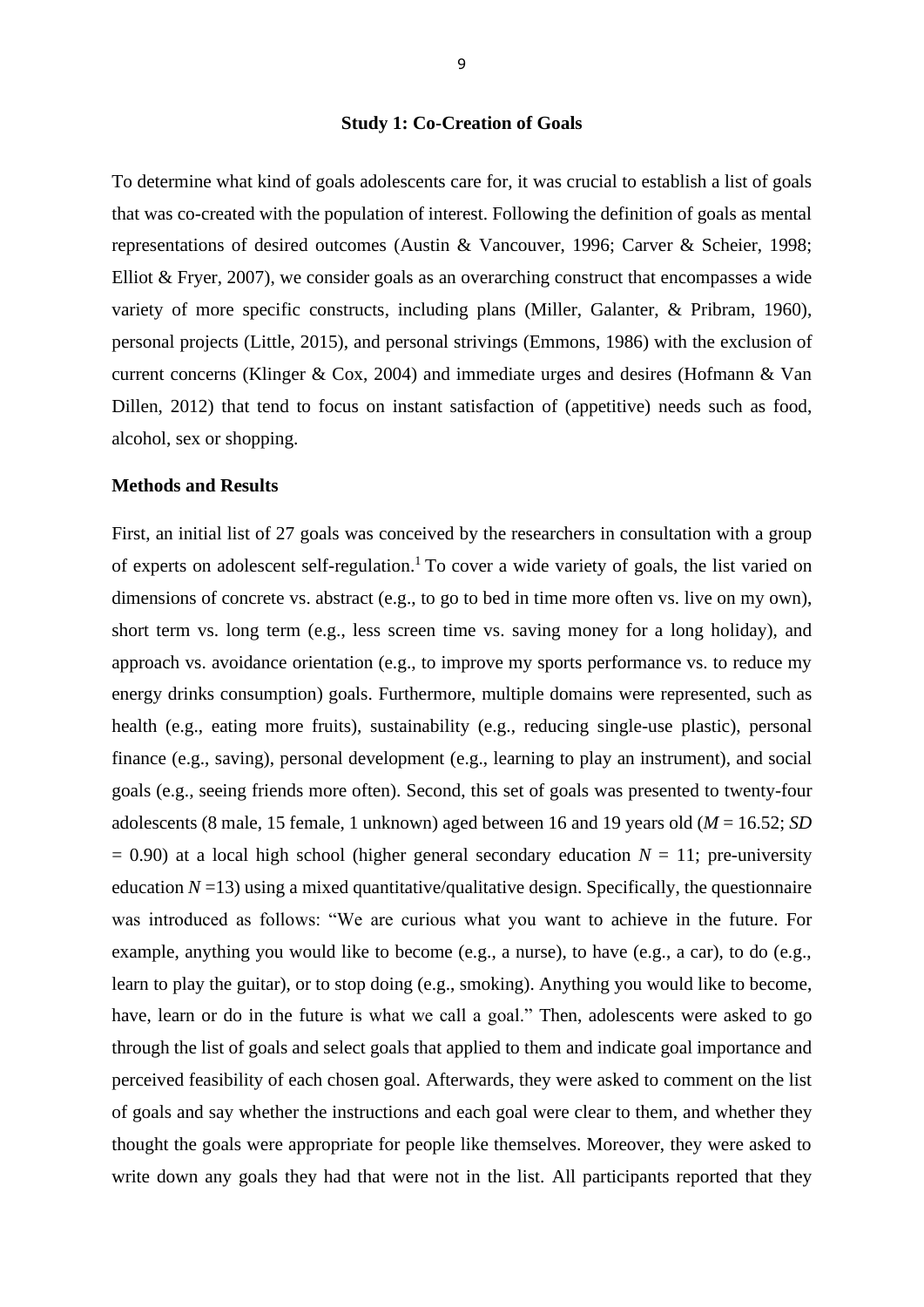## Study 1: Co-Creation of Goals

To determine what kind of goals adolescents care for, it was crucial to establish a list of goals that was co-created with the population of interest. Following the definition of goals as mental representations of desired outcomes (Austin & Vancouver, 1996; Carver & Scheier, 1998; Elliot & Fryer, 2007), we consider goals as an overarching construct that encompasses a wide variety of more specific constructs, including plans (Miller, Galanter, & Pribram, 1960), personal projects (Little, 2015), and personal strivings (Emmons, 1986) with the exclusion of current concerns (Klinger & Cox, 2004) and immediate urges and desires (Hofmann & Van Dillen, 2012) that tend to focus on instant satisfaction of (appetitive) needs such as food, alcohol, sex or shopping.

### Methods and Results

First, an initial list of 27 goals was conceived by the researchers in consultation with a group of experts on adolescent self-regulation.[1] To cover a wide variety of goals, the list varied on dimensions of concrete vs. abstract (e.g., to go to bed in time more often vs. live on my own), short term vs. long term (e.g., less screen time vs. saving money for a long holiday), and approach vs. avoidance orientation (e.g., to improve my sports performance vs. to reduce my energy drinks consumption) goals. Furthermore, multiple domains were represented, such as health (e.g., eating more fruits), sustainability (e.g., reducing single-use plastic), personal finance (e.g., saving), personal development (e.g., learning to play an instrument), and social goals (e.g., seeing friends more often). Second, this set of goals was presented to twenty-four adolescents (8 male, 15 female, 1 unknown) aged between 16 and 19 years old ($M$ = 16.52; $SD$ = 0.90) at a local high school (higher general secondary education $N$ = 11; pre-university education $N$ =13) using a mixed quantitative/qualitative design. Specifically, the questionnaire was introduced as follows: "We are curious what you want to achieve in the future. For example, anything you would like to become (e.g., a nurse), to have (e.g., a car), to do (e.g., learn to play the guitar), or to stop doing (e.g., smoking). Anything you would like to become, have, learn or do in the future is what we call a goal." Then, adolescents were asked to go through the list of goals and select goals that applied to them and indicate goal importance and perceived feasibility of each chosen goal. Afterwards, they were asked to comment on the list of goals and say whether the instructions and each goal were clear to them, and whether they thought the goals were appropriate for people like themselves. Moreover, they were asked to write down any goals they had that were not in the list. All participants reported that they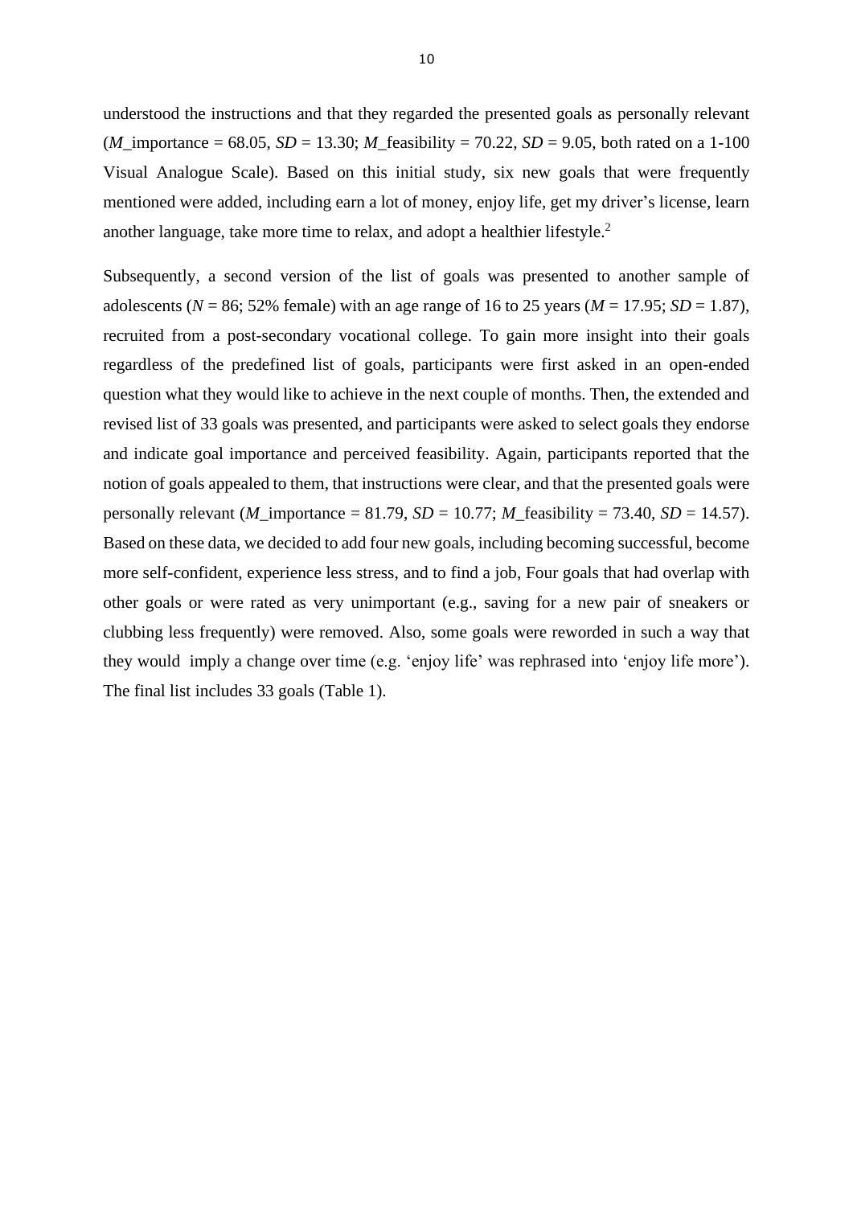understood the instructions and that they regarded the presented goals as personally relevant (*M*_importance = 68.05, *SD* = 13.30; *M*_feasibility = 70.22, *SD* = 9.05, both rated on a 1-100 Visual Analogue Scale). Based on this initial study, six new goals that were frequently mentioned were added, including earn a lot of money, enjoy life, get my driver's license, learn another language, take more time to relax, and adopt a healthier lifestyle.[2]

Subsequently, a second version of the list of goals was presented to another sample of adolescents (*N* = 86; 52% female) with an age range of 16 to 25 years (*M* = 17.95; *SD* = 1.87), recruited from a post-secondary vocational college. To gain more insight into their goals regardless of the predefined list of goals, participants were first asked in an open-ended question what they would like to achieve in the next couple of months. Then, the extended and revised list of 33 goals was presented, and participants were asked to select goals they endorse and indicate goal importance and perceived feasibility. Again, participants reported that the notion of goals appealed to them, that instructions were clear, and that the presented goals were personally relevant (*M*_importance = 81.79, *SD* = 10.77; *M*_feasibility = 73.40, *SD* = 14.57). Based on these data, we decided to add four new goals, including becoming successful, become more self-confident, experience less stress, and to find a job, Four goals that had overlap with other goals or were rated as very unimportant (e.g., saving for a new pair of sneakers or clubbing less frequently) were removed. Also, some goals were reworded in such a way that they would imply a change over time (e.g. 'enjoy life' was rephrased into 'enjoy life more'). The final list includes 33 goals (Table 1).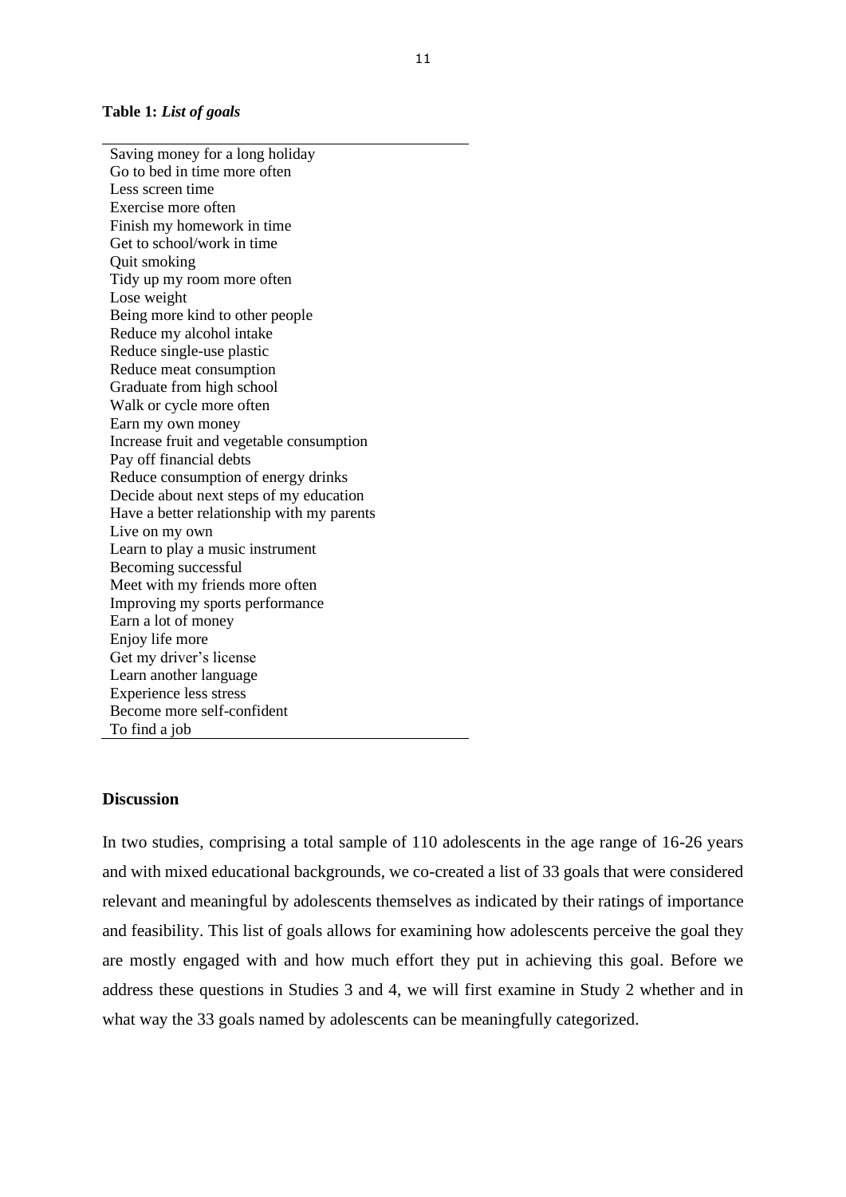**Table 1:** ***List of goals***

| |
|---|
| Saving money for a long holiday |
| Go to bed in time more often |
| Less screen time |
| Exercise more often |
| Finish my homework in time |
| Get to school/work in time |
| Quit smoking |
| Tidy up my room more often |
| Lose weight |
| Being more kind to other people |
| Reduce my alcohol intake |
| Reduce single-use plastic |
| Reduce meat consumption |
| Graduate from high school |
| Walk or cycle more often |
| Earn my own money |
| Increase fruit and vegetable consumption |
| Pay off financial debts |
| Reduce consumption of energy drinks |
| Decide about next steps of my education |
| Have a better relationship with my parents |
| Live on my own |
| Learn to play a music instrument |
| Becoming successful |
| Meet with my friends more often |
| Improving my sports performance |
| Earn a lot of money |
| Enjoy life more |
| Get my driver's license |
| Learn another language |
| Experience less stress |
| Become more self-confident |
| To find a job |

## Discussion

In two studies, comprising a total sample of 110 adolescents in the age range of 16-26 years and with mixed educational backgrounds, we co-created a list of 33 goals that were considered relevant and meaningful by adolescents themselves as indicated by their ratings of importance and feasibility. This list of goals allows for examining how adolescents perceive the goal they are mostly engaged with and how much effort they put in achieving this goal. Before we address these questions in Studies 3 and 4, we will first examine in Study 2 whether and in what way the 33 goals named by adolescents can be meaningfully categorized.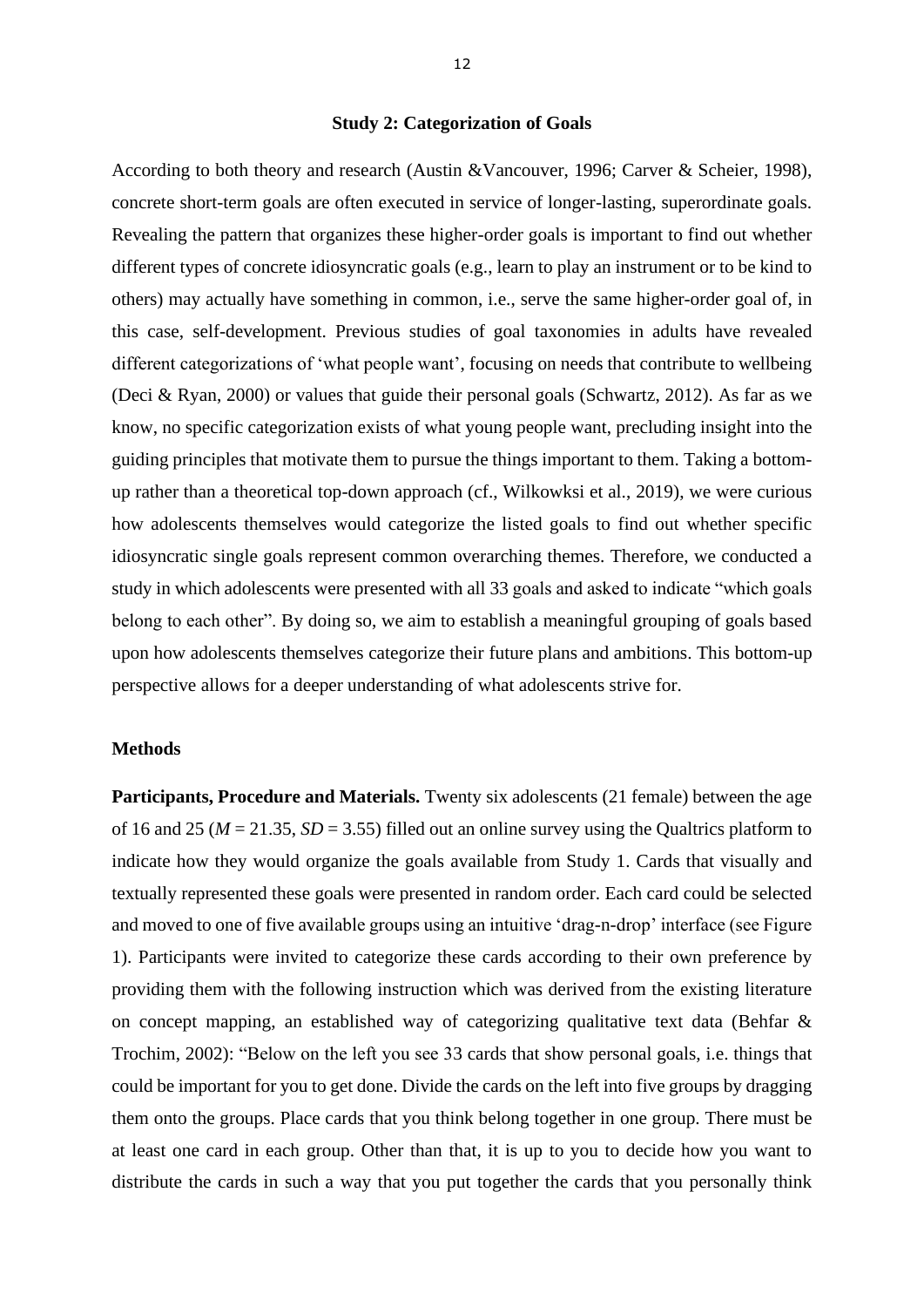## Study 2: Categorization of Goals

According to both theory and research (Austin &Vancouver, 1996; Carver & Scheier, 1998), concrete short-term goals are often executed in service of longer-lasting, superordinate goals. Revealing the pattern that organizes these higher-order goals is important to find out whether different types of concrete idiosyncratic goals (e.g., learn to play an instrument or to be kind to others) may actually have something in common, i.e., serve the same higher-order goal of, in this case, self-development. Previous studies of goal taxonomies in adults have revealed different categorizations of 'what people want', focusing on needs that contribute to wellbeing (Deci & Ryan, 2000) or values that guide their personal goals (Schwartz, 2012). As far as we know, no specific categorization exists of what young people want, precluding insight into the guiding principles that motivate them to pursue the things important to them. Taking a bottom-up rather than a theoretical top-down approach (cf., Wilkowksi et al., 2019), we were curious how adolescents themselves would categorize the listed goals to find out whether specific idiosyncratic single goals represent common overarching themes. Therefore, we conducted a study in which adolescents were presented with all 33 goals and asked to indicate "which goals belong to each other". By doing so, we aim to establish a meaningful grouping of goals based upon how adolescents themselves categorize their future plans and ambitions. This bottom-up perspective allows for a deeper understanding of what adolescents strive for.

### Methods

**Participants, Procedure and Materials.** Twenty six adolescents (21 female) between the age of 16 and 25 (*M* = 21.35, *SD* = 3.55) filled out an online survey using the Qualtrics platform to indicate how they would organize the goals available from Study 1. Cards that visually and textually represented these goals were presented in random order. Each card could be selected and moved to one of five available groups using an intuitive 'drag-n-drop' interface (see Figure 1). Participants were invited to categorize these cards according to their own preference by providing them with the following instruction which was derived from the existing literature on concept mapping, an established way of categorizing qualitative text data (Behfar & Trochim, 2002): "Below on the left you see 33 cards that show personal goals, i.e. things that could be important for you to get done. Divide the cards on the left into five groups by dragging them onto the groups. Place cards that you think belong together in one group. There must be at least one card in each group. Other than that, it is up to you to decide how you want to distribute the cards in such a way that you put together the cards that you personally think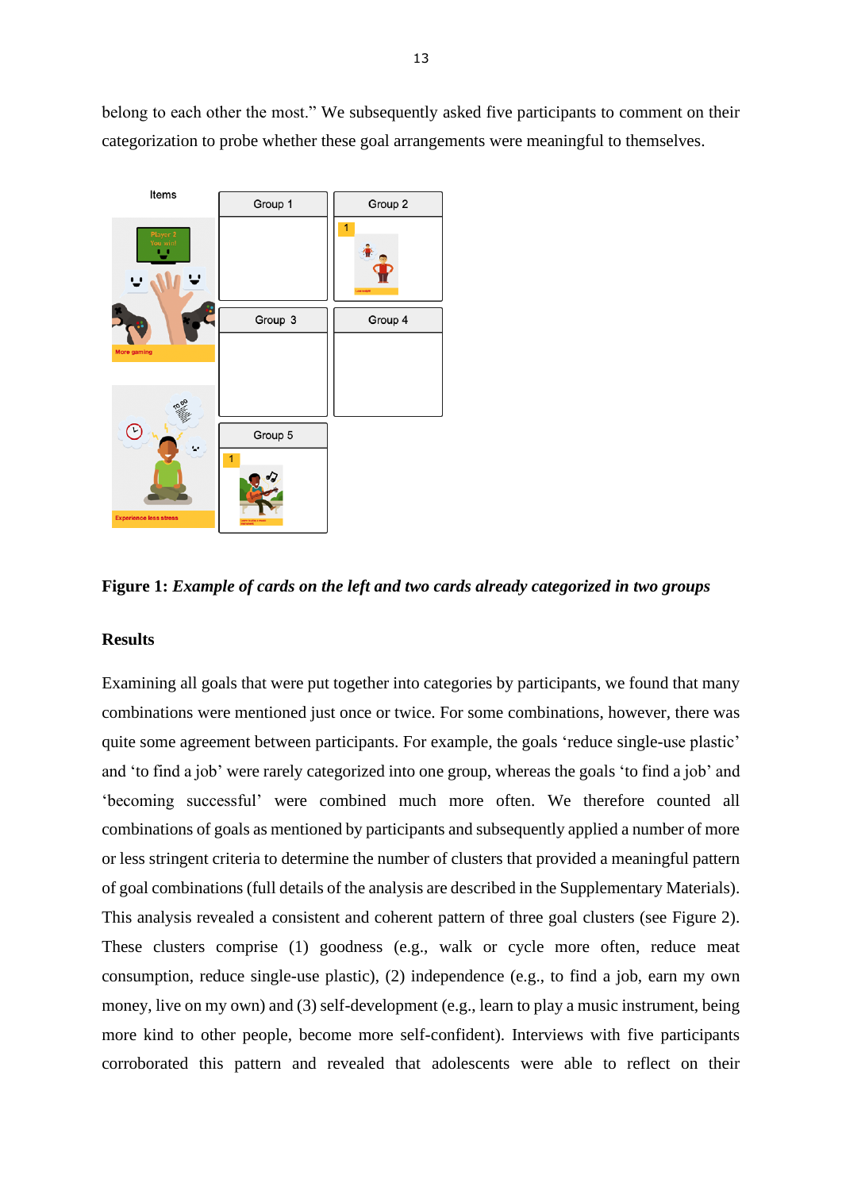belong to each other the most.” We subsequently asked five participants to comment on their categorization to probe whether these goal arrangements were meaningful to themselves.

**Figure 1:** ***Example of cards on the left and two cards already categorized in two groups***

## Results

Examining all goals that were put together into categories by participants, we found that many combinations were mentioned just once or twice. For some combinations, however, there was quite some agreement between participants. For example, the goals ‘reduce single-use plastic’ and ‘to find a job’ were rarely categorized into one group, whereas the goals ‘to find a job’ and ‘becoming successful’ were combined much more often. We therefore counted all combinations of goals as mentioned by participants and subsequently applied a number of more or less stringent criteria to determine the number of clusters that provided a meaningful pattern of goal combinations (full details of the analysis are described in the Supplementary Materials). This analysis revealed a consistent and coherent pattern of three goal clusters (see Figure 2). These clusters comprise (1) goodness (e.g., walk or cycle more often, reduce meat consumption, reduce single-use plastic), (2) independence (e.g., to find a job, earn my own money, live on my own) and (3) self-development (e.g., learn to play a music instrument, being more kind to other people, become more self-confident). Interviews with five participants corroborated this pattern and revealed that adolescents were able to reflect on their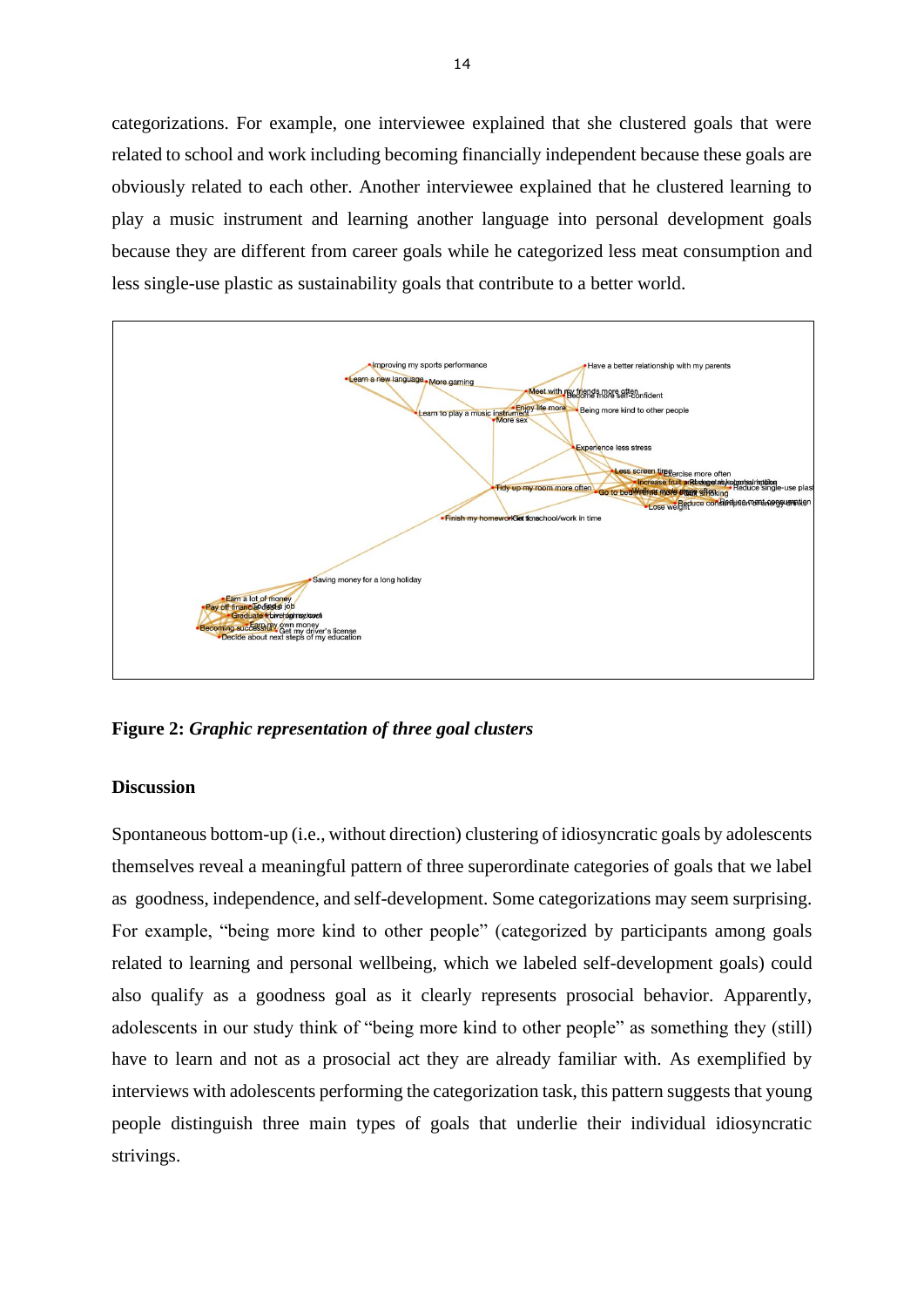categorizations. For example, one interviewee explained that she clustered goals that were related to school and work including becoming financially independent because these goals are obviously related to each other. Another interviewee explained that he clustered learning to play a music instrument and learning another language into personal development goals because they are different from career goals while he categorized less meat consumption and less single-use plastic as sustainability goals that contribute to a better world.

**Figure 2:** ***Graphic representation of three goal clusters***

### Discussion

Spontaneous bottom-up (i.e., without direction) clustering of idiosyncratic goals by adolescents themselves reveal a meaningful pattern of three superordinate categories of goals that we label as goodness, independence, and self-development. Some categorizations may seem surprising. For example, "being more kind to other people" (categorized by participants among goals related to learning and personal wellbeing, which we labeled self-development goals) could also qualify as a goodness goal as it clearly represents prosocial behavior. Apparently, adolescents in our study think of "being more kind to other people" as something they (still) have to learn and not as a prosocial act they are already familiar with. As exemplified by interviews with adolescents performing the categorization task, this pattern suggests that young people distinguish three main types of goals that underlie their individual idiosyncratic strivings.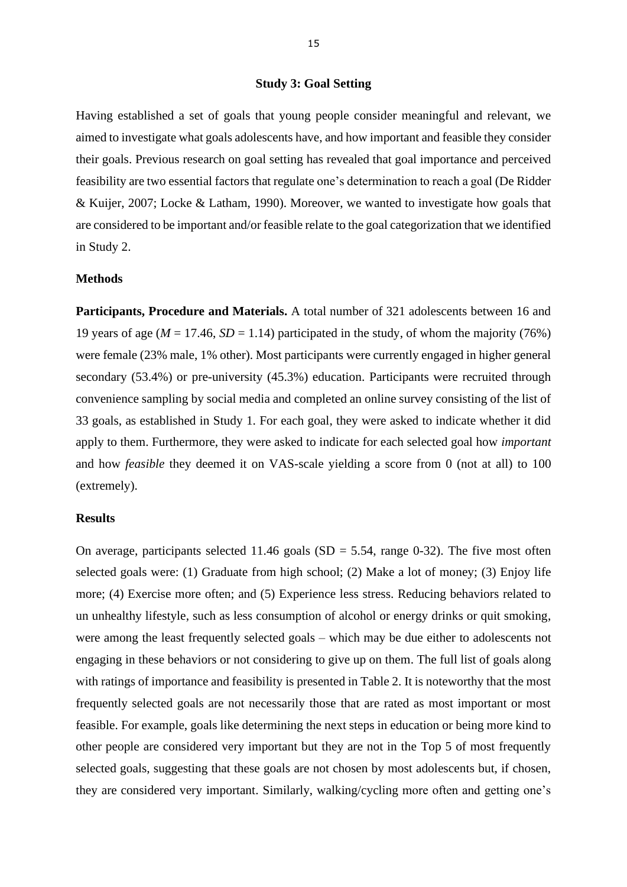## Study 3: Goal Setting

Having established a set of goals that young people consider meaningful and relevant, we aimed to investigate what goals adolescents have, and how important and feasible they consider their goals. Previous research on goal setting has revealed that goal importance and perceived feasibility are two essential factors that regulate one's determination to reach a goal (De Ridder & Kuijer, 2007; Locke & Latham, 1990). Moreover, we wanted to investigate how goals that are considered to be important and/or feasible relate to the goal categorization that we identified in Study 2.

### Methods

**Participants, Procedure and Materials.** A total number of 321 adolescents between 16 and 19 years of age ($M$ = 17.46, $SD$ = 1.14) participated in the study, of whom the majority (76%) were female (23% male, 1% other). Most participants were currently engaged in higher general secondary (53.4%) or pre-university (45.3%) education. Participants were recruited through convenience sampling by social media and completed an online survey consisting of the list of 33 goals, as established in Study 1. For each goal, they were asked to indicate whether it did apply to them. Furthermore, they were asked to indicate for each selected goal how *important* and how *feasible* they deemed it on VAS-scale yielding a score from 0 (not at all) to 100 (extremely).

### Results

On average, participants selected 11.46 goals (SD = 5.54, range 0-32). The five most often selected goals were: (1) Graduate from high school; (2) Make a lot of money; (3) Enjoy life more; (4) Exercise more often; and (5) Experience less stress. Reducing behaviors related to un unhealthy lifestyle, such as less consumption of alcohol or energy drinks or quit smoking, were among the least frequently selected goals – which may be due either to adolescents not engaging in these behaviors or not considering to give up on them. The full list of goals along with ratings of importance and feasibility is presented in Table 2. It is noteworthy that the most frequently selected goals are not necessarily those that are rated as most important or most feasible. For example, goals like determining the next steps in education or being more kind to other people are considered very important but they are not in the Top 5 of most frequently selected goals, suggesting that these goals are not chosen by most adolescents but, if chosen, they are considered very important. Similarly, walking/cycling more often and getting one's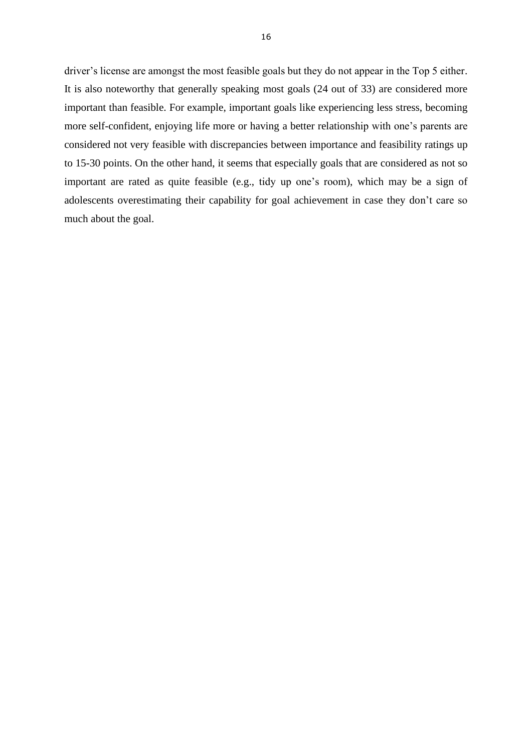driver's license are amongst the most feasible goals but they do not appear in the Top 5 either. It is also noteworthy that generally speaking most goals (24 out of 33) are considered more important than feasible. For example, important goals like experiencing less stress, becoming more self-confident, enjoying life more or having a better relationship with one's parents are considered not very feasible with discrepancies between importance and feasibility ratings up to 15-30 points. On the other hand, it seems that especially goals that are considered as not so important are rated as quite feasible (e.g., tidy up one's room), which may be a sign of adolescents overestimating their capability for goal achievement in case they don't care so much about the goal.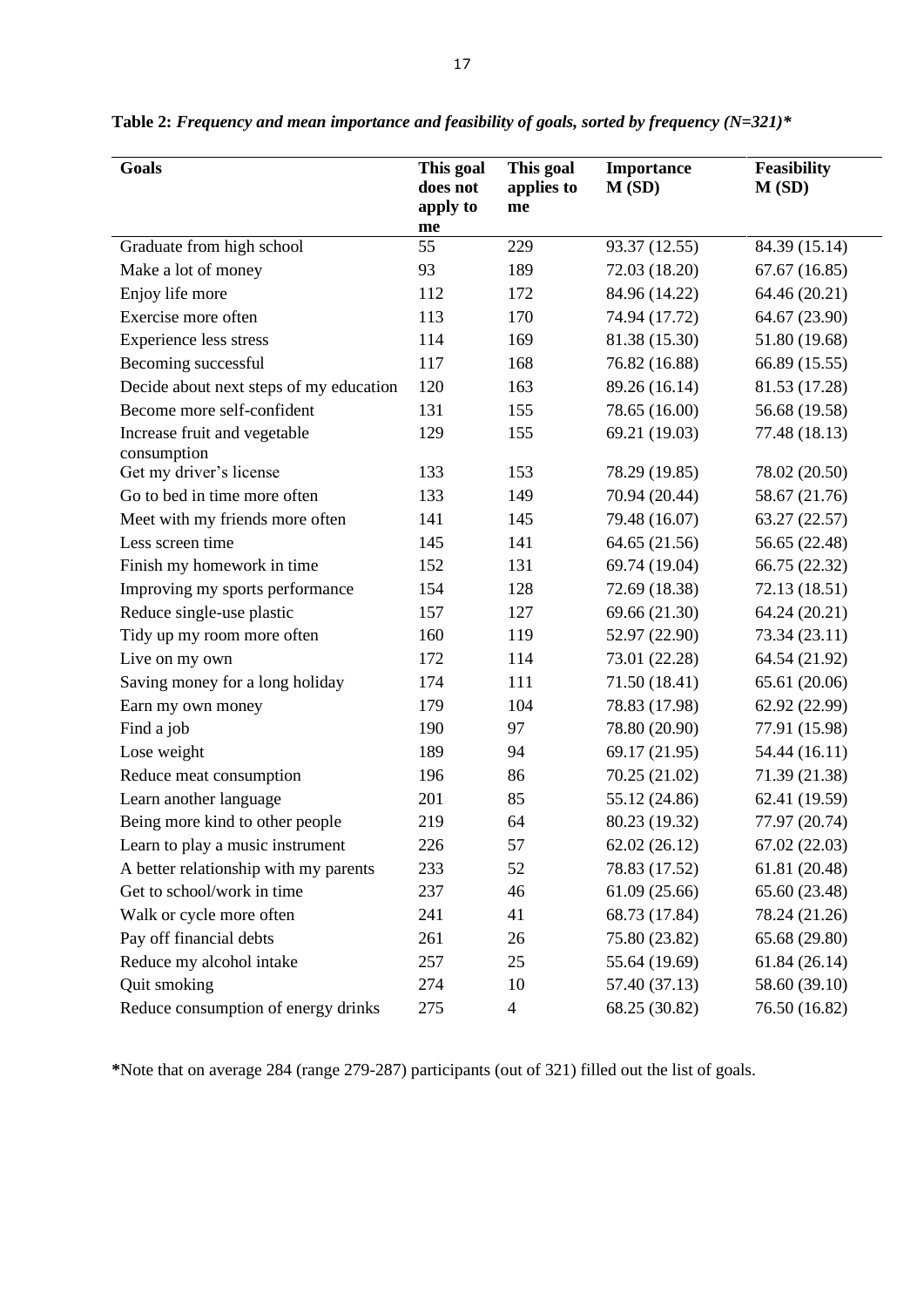**Table 2:** ***Frequency and mean importance and feasibility of goals, sorted by frequency (N=321)****

| Goals | This goal does not apply to me | This goal applies to me | Importance M (SD) | Feasibility M (SD) |
|---|---|---|---|---|
| Graduate from high school | 55 | 229 | 93.37 (12.55) | 84.39 (15.14) |
| Make a lot of money | 93 | 189 | 72.03 (18.20) | 67.67 (16.85) |
| Enjoy life more | 112 | 172 | 84.96 (14.22) | 64.46 (20.21) |
| Exercise more often | 113 | 170 | 74.94 (17.72) | 64.67 (23.90) |
| Experience less stress | 114 | 169 | 81.38 (15.30) | 51.80 (19.68) |
| Becoming successful | 117 | 168 | 76.82 (16.88) | 66.89 (15.55) |
| Decide about next steps of my education | 120 | 163 | 89.26 (16.14) | 81.53 (17.28) |
| Become more self-confident | 131 | 155 | 78.65 (16.00) | 56.68 (19.58) |
| Increase fruit and vegetable consumption | 129 | 155 | 69.21 (19.03) | 77.48 (18.13) |
| Get my driver's license | 133 | 153 | 78.29 (19.85) | 78.02 (20.50) |
| Go to bed in time more often | 133 | 149 | 70.94 (20.44) | 58.67 (21.76) |
| Meet with my friends more often | 141 | 145 | 79.48 (16.07) | 63.27 (22.57) |
| Less screen time | 145 | 141 | 64.65 (21.56) | 56.65 (22.48) |
| Finish my homework in time | 152 | 131 | 69.74 (19.04) | 66.75 (22.32) |
| Improving my sports performance | 154 | 128 | 72.69 (18.38) | 72.13 (18.51) |
| Reduce single-use plastic | 157 | 127 | 69.66 (21.30) | 64.24 (20.21) |
| Tidy up my room more often | 160 | 119 | 52.97 (22.90) | 73.34 (23.11) |
| Live on my own | 172 | 114 | 73.01 (22.28) | 64.54 (21.92) |
| Saving money for a long holiday | 174 | 111 | 71.50 (18.41) | 65.61 (20.06) |
| Earn my own money | 179 | 104 | 78.83 (17.98) | 62.92 (22.99) |
| Find a job | 190 | 97 | 78.80 (20.90) | 77.91 (15.98) |
| Lose weight | 189 | 94 | 69.17 (21.95) | 54.44 (16.11) |
| Reduce meat consumption | 196 | 86 | 70.25 (21.02) | 71.39 (21.38) |
| Learn another language | 201 | 85 | 55.12 (24.86) | 62.41 (19.59) |
| Being more kind to other people | 219 | 64 | 80.23 (19.32) | 77.97 (20.74) |
| Learn to play a music instrument | 226 | 57 | 62.02 (26.12) | 67.02 (22.03) |
| A better relationship with my parents | 233 | 52 | 78.83 (17.52) | 61.81 (20.48) |
| Get to school/work in time | 237 | 46 | 61.09 (25.66) | 65.60 (23.48) |
| Walk or cycle more often | 241 | 41 | 68.73 (17.84) | 78.24 (21.26) |
| Pay off financial debts | 261 | 26 | 75.80 (23.82) | 65.68 (29.80) |
| Reduce my alcohol intake | 257 | 25 | 55.64 (19.69) | 61.84 (26.14) |
| Quit smoking | 274 | 10 | 57.40 (37.13) | 58.60 (39.10) |
| Reduce consumption of energy drinks | 275 | 4 | 68.25 (30.82) | 76.50 (16.82) |

***Note that on average 284 (range 279-287) participants (out of 321) filled out the list of goals.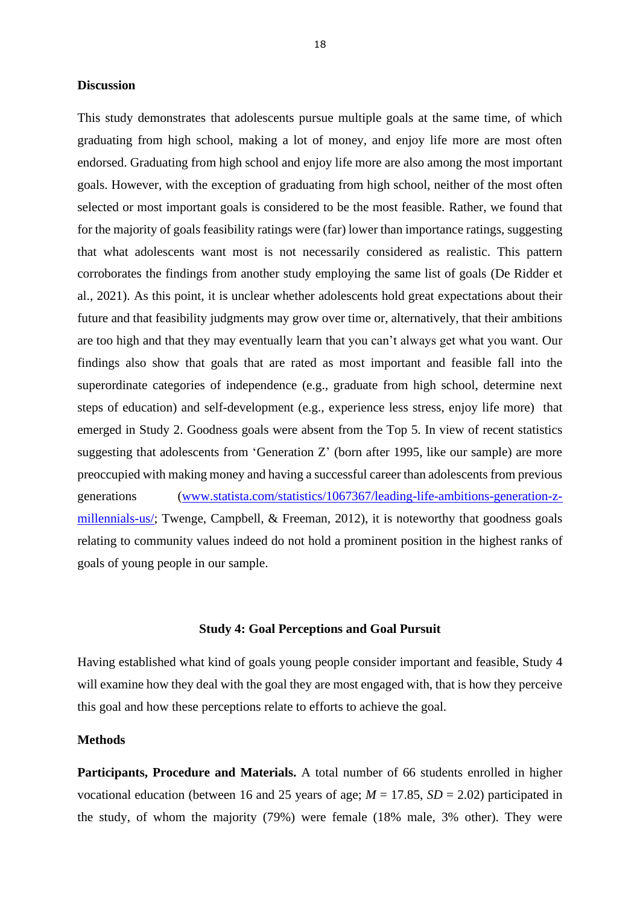**Discussion**

This study demonstrates that adolescents pursue multiple goals at the same time, of which graduating from high school, making a lot of money, and enjoy life more are most often endorsed. Graduating from high school and enjoy life more are also among the most important goals. However, with the exception of graduating from high school, neither of the most often selected or most important goals is considered to be the most feasible. Rather, we found that for the majority of goals feasibility ratings were (far) lower than importance ratings, suggesting that what adolescents want most is not necessarily considered as realistic. This pattern corroborates the findings from another study employing the same list of goals (De Ridder et al., 2021). As this point, it is unclear whether adolescents hold great expectations about their future and that feasibility judgments may grow over time or, alternatively, that their ambitions are too high and that they may eventually learn that you can't always get what you want. Our findings also show that goals that are rated as most important and feasible fall into the superordinate categories of independence (e.g., graduate from high school, determine next steps of education) and self-development (e.g., experience less stress, enjoy life more) that emerged in Study 2. Goodness goals were absent from the Top 5. In view of recent statistics suggesting that adolescents from 'Generation Z' (born after 1995, like our sample) are more preoccupied with making money and having a successful career than adolescents from previous generations (www.statista.com/statistics/1067360/leading-life-ambitions-generation-z-millennials-us/; Twenge, Campbell, & Freeman, 2012), it is noteworthy that goodness goals relating to community values indeed do not hold a prominent position in the highest ranks of goals of young people in our sample.

## Study 4: Goal Perceptions and Goal Pursuit

Having established what kind of goals young people consider important and feasible, Study 4 will examine how they deal with the goal they are most engaged with, that is how they perceive this goal and how these perceptions relate to efforts to achieve the goal.

**Methods**

**Participants, Procedure and Materials.** A total number of 66 students enrolled in higher vocational education (between 16 and 25 years of age; *M* = 17.85, *SD* = 2.02) participated in the study, of whom the majority (79%) were female (18% male, 3% other). They were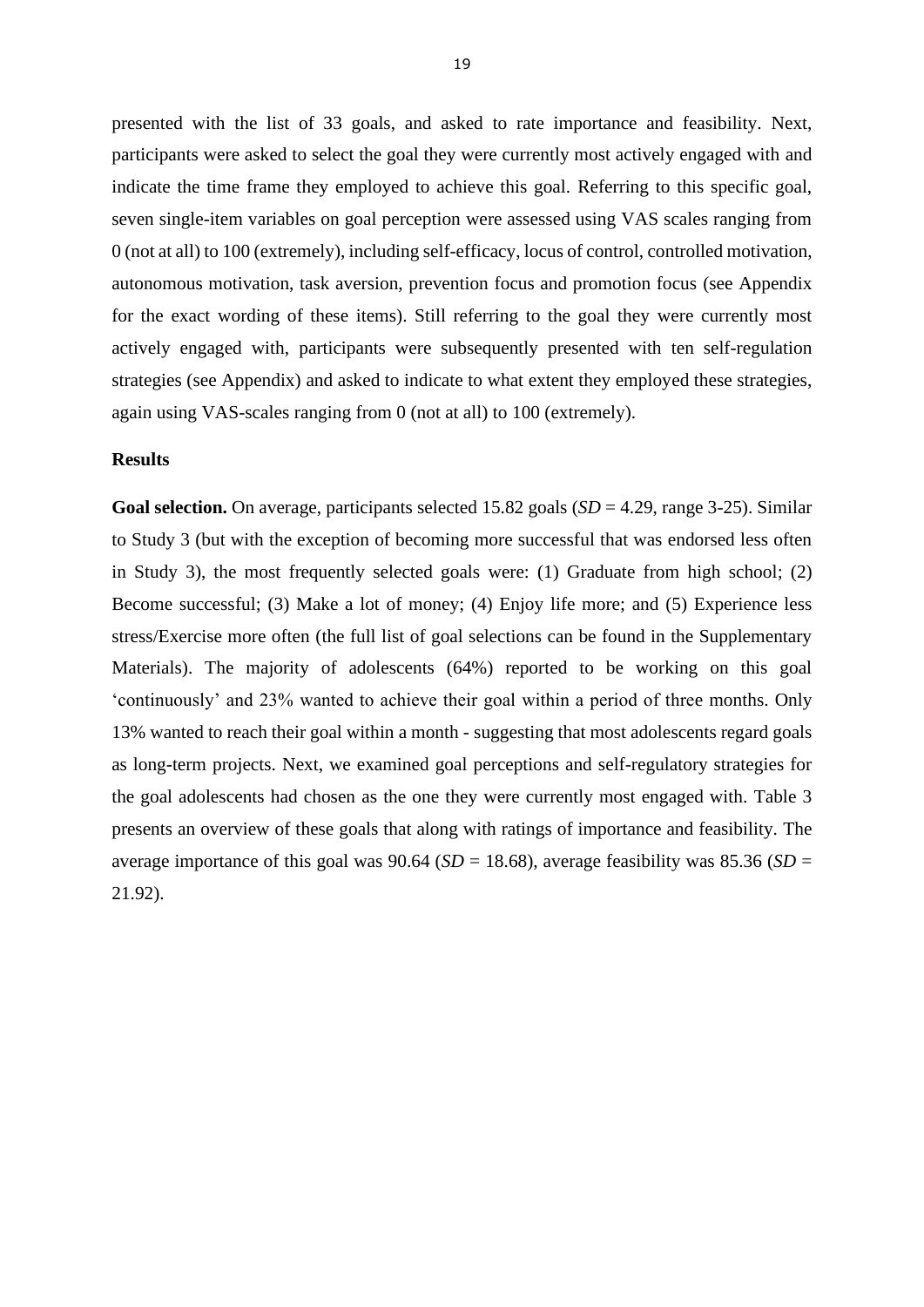presented with the list of 33 goals, and asked to rate importance and feasibility. Next, participants were asked to select the goal they were currently most actively engaged with and indicate the time frame they employed to achieve this goal. Referring to this specific goal, seven single-item variables on goal perception were assessed using VAS scales ranging from 0 (not at all) to 100 (extremely), including self-efficacy, locus of control, controlled motivation, autonomous motivation, task aversion, prevention focus and promotion focus (see Appendix for the exact wording of these items). Still referring to the goal they were currently most actively engaged with, participants were subsequently presented with ten self-regulation strategies (see Appendix) and asked to indicate to what extent they employed these strategies, again using VAS-scales ranging from 0 (not at all) to 100 (extremely).

## Results

**Goal selection.** On average, participants selected 15.82 goals (*SD* = 4.29, range 3-25). Similar to Study 3 (but with the exception of becoming more successful that was endorsed less often in Study 3), the most frequently selected goals were: (1) Graduate from high school; (2) Become successful; (3) Make a lot of money; (4) Enjoy life more; and (5) Experience less stress/Exercise more often (the full list of goal selections can be found in the Supplementary Materials). The majority of adolescents (64%) reported to be working on this goal 'continuously' and 23% wanted to achieve their goal within a period of three months. Only 13% wanted to reach their goal within a month - suggesting that most adolescents regard goals as long-term projects. Next, we examined goal perceptions and self-regulatory strategies for the goal adolescents had chosen as the one they were currently most engaged with. Table 3 presents an overview of these goals that along with ratings of importance and feasibility. The average importance of this goal was 90.64 (*SD* = 18.68), average feasibility was 85.36 (*SD* = 21.92).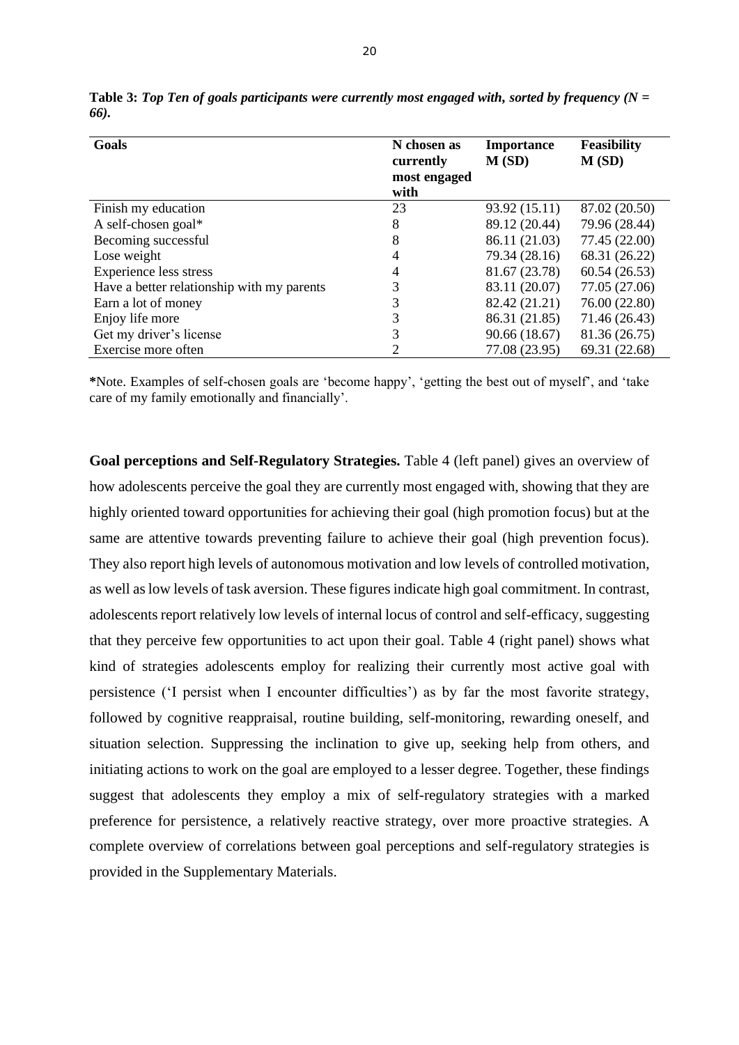**Table 3:** ***Top Ten of goals participants were currently most engaged with, sorted by frequency ($N$ = 66).***

| Goals | N chosen as currently most engaged with | Importance M (SD) | Feasibility M (SD) |
|---|---|---|---|
| Finish my education | 23 | 93.92 (15.11) | 87.02 (20.50) |
| A self-chosen goal* | 8 | 89.12 (20.44) | 79.96 (28.44) |
| Becoming successful | 8 | 86.11 (21.03) | 77.45 (22.00) |
| Lose weight | 4 | 79.34 (28.16) | 68.31 (26.22) |
| Experience less stress | 4 | 81.67 (23.78) | 60.54 (26.53) |
| Have a better relationship with my parents | 3 | 83.11 (20.07) | 77.05 (27.06) |
| Earn a lot of money | 3 | 82.42 (21.21) | 76.00 (22.80) |
| Enjoy life more | 3 | 86.31 (21.85) | 71.46 (26.43) |
| Get my driver's license | 3 | 90.66 (18.67) | 81.36 (26.75) |
| Exercise more often | 2 | 77.08 (23.95) | 69.31 (22.68) |

***Note.** Examples of self-chosen goals are 'become happy', 'getting the best out of myself', and 'take care of my family emotionally and financially'.

**Goal perceptions and Self-Regulatory Strategies.** Table 4 (left panel) gives an overview of how adolescents perceive the goal they are currently most engaged with, showing that they are highly oriented toward opportunities for achieving their goal (high promotion focus) but at the same are attentive towards preventing failure to achieve their goal (high prevention focus). They also report high levels of autonomous motivation and low levels of controlled motivation, as well as low levels of task aversion. These figures indicate high goal commitment. In contrast, adolescents report relatively low levels of internal locus of control and self-efficacy, suggesting that they perceive few opportunities to act upon their goal. Table 4 (right panel) shows what kind of strategies adolescents employ for realizing their currently most active goal with persistence ('I persist when I encounter difficulties') as by far the most favorite strategy, followed by cognitive reappraisal, routine building, self-monitoring, rewarding oneself, and situation selection. Suppressing the inclination to give up, seeking help from others, and initiating actions to work on the goal are employed to a lesser degree. Together, these findings suggest that adolescents they employ a mix of self-regulatory strategies with a marked preference for persistence, a relatively reactive strategy, over more proactive strategies. A complete overview of correlations between goal perceptions and self-regulatory strategies is provided in the Supplementary Materials.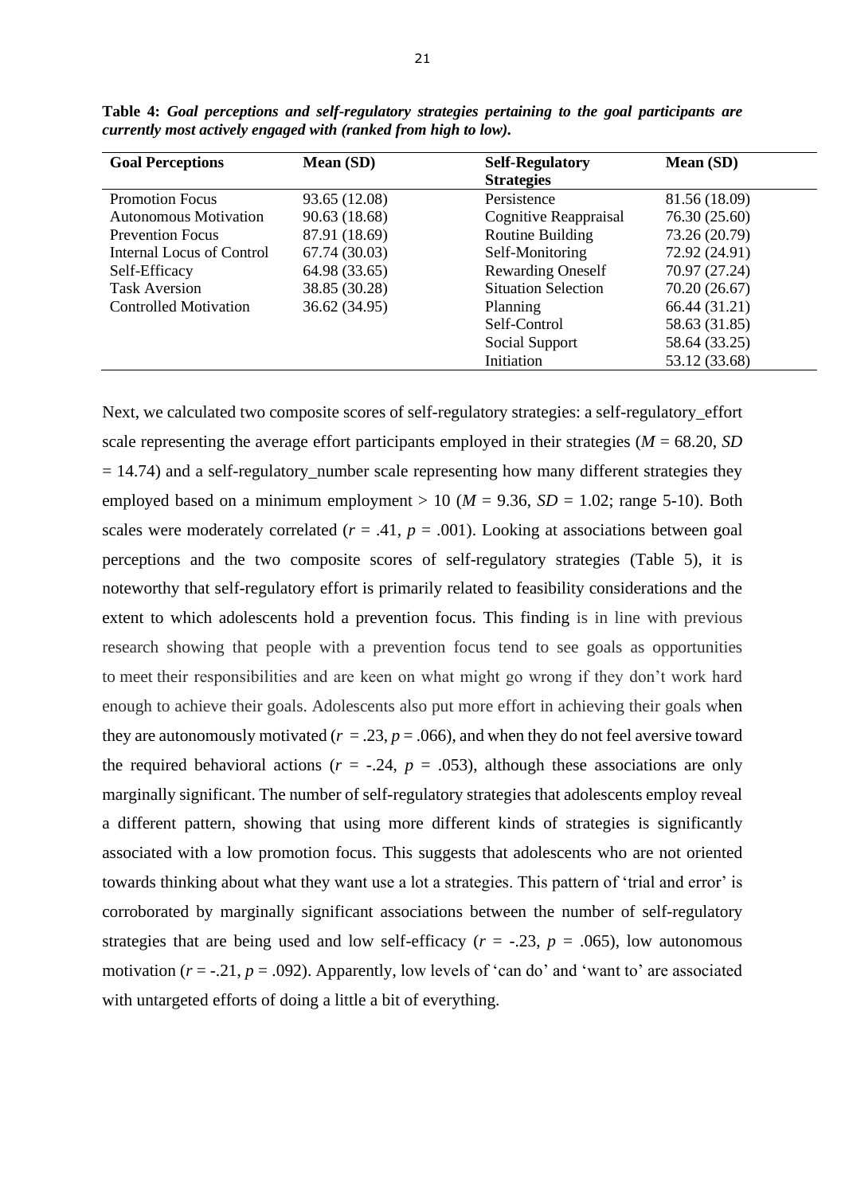**Table 4:** ***Goal perceptions and self-regulatory strategies pertaining to the goal participants are currently most actively engaged with (ranked from high to low).***

| Goal Perceptions | Mean (SD) | Self-Regulatory Strategies | Mean (SD) |
|---|---|---|---|
| Promotion Focus | 93.65 (12.08) | Persistence | 81.56 (18.09) |
| Autonomous Motivation | 90.63 (18.68) | Cognitive Reappraisal | 76.30 (25.60) |
| Prevention Focus | 87.91 (18.69) | Routine Building | 73.26 (20.79) |
| Internal Locus of Control | 67.74 (30.03) | Self-Monitoring | 72.92 (24.91) |
| Self-Efficacy | 64.98 (33.65) | Rewarding Oneself | 70.97 (27.24) |
| Task Aversion | 38.85 (30.28) | Situation Selection | 70.20 (26.67) |
| Controlled Motivation | 36.62 (34.95) | Planning | 66.44 (31.21) |
| | | Self-Control | 58.63 (31.85) |
| | | Social Support | 58.64 (33.25) |
| | | Initiation | 53.12 (33.68) |

Next, we calculated two composite scores of self-regulatory strategies: a self-regulatory_effort scale representing the average effort participants employed in their strategies ($M$ = 68.20, $SD$ = 14.74) and a self-regulatory_number scale representing how many different strategies they employed based on a minimum employment > 10 ($M$ = 9.36, $SD$ = 1.02; range 5-10). Both scales were moderately correlated ($r$ = .41, $p$ = .001). Looking at associations between goal perceptions and the two composite scores of self-regulatory strategies (Table 5), it is noteworthy that self-regulatory effort is primarily related to feasibility considerations and the extent to which adolescents hold a prevention focus. This finding is in line with previous research showing that people with a prevention focus tend to see goals as opportunities to meet their responsibilities and are keen on what might go wrong if they don't work hard enough to achieve their goals. Adolescents also put more effort in achieving their goals when they are autonomously motivated ($r$ = .23, $p$ = .066), and when they do not feel aversive toward the required behavioral actions ($r$ = -.24, $p$ = .053), although these associations are only marginally significant. The number of self-regulatory strategies that adolescents employ reveal a different pattern, showing that using more different kinds of strategies is significantly associated with a low promotion focus. This suggests that adolescents who are not oriented towards thinking about what they want use a lot a strategies. This pattern of 'trial and error' is corroborated by marginally significant associations between the number of self-regulatory strategies that are being used and low self-efficacy ($r$ = -.23, $p$ = .065), low autonomous motivation ($r$ = -.21, $p$ = .092). Apparently, low levels of 'can do' and 'want to' are associated with untargeted efforts of doing a little a bit of everything.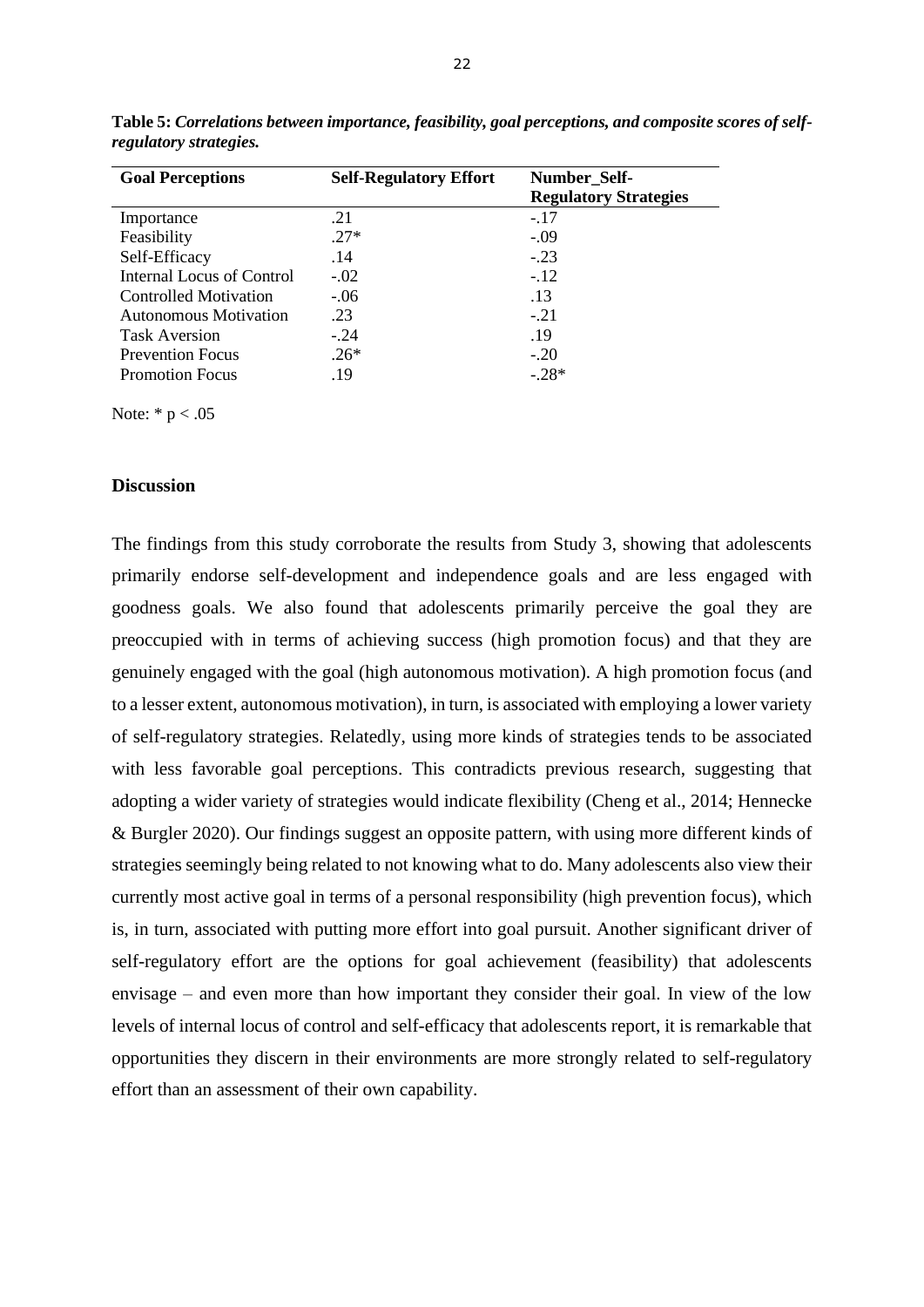**Table 5:** ***Correlations between importance, feasibility, goal perceptions, and composite scores of self-regulatory strategies.***

| Goal Perceptions | Self-Regulatory Effort | Number_Self-Regulatory Strategies |
|---|---|---|
| Importance | .21 | -.17 |
| Feasibility | .27* | -.09 |
| Self-Efficacy | .14 | -.23 |
| Internal Locus of Control | -.02 | -.12 |
| Controlled Motivation | -.06 | .13 |
| Autonomous Motivation | .23 | -.21 |
| Task Aversion | -.24 | .19 |
| Prevention Focus | .26* | -.20 |
| Promotion Focus | .19 | -.28* |

Note: * $p < .05$

### Discussion

The findings from this study corroborate the results from Study 3, showing that adolescents primarily endorse self-development and independence goals and are less engaged with goodness goals. We also found that adolescents primarily perceive the goal they are preoccupied with in terms of achieving success (high promotion focus) and that they are genuinely engaged with the goal (high autonomous motivation). A high promotion focus (and to a lesser extent, autonomous motivation), in turn, is associated with employing a lower variety of self-regulatory strategies. Relatedly, using more kinds of strategies tends to be associated with less favorable goal perceptions. This contradicts previous research, suggesting that adopting a wider variety of strategies would indicate flexibility (Cheng et al., 2014; Hennecke & Burgler 2020). Our findings suggest an opposite pattern, with using more different kinds of strategies seemingly being related to not knowing what to do. Many adolescents also view their currently most active goal in terms of a personal responsibility (high prevention focus), which is, in turn, associated with putting more effort into goal pursuit. Another significant driver of self-regulatory effort are the options for goal achievement (feasibility) that adolescents envisage – and even more than how important they consider their goal. In view of the low levels of internal locus of control and self-efficacy that adolescents report, it is remarkable that opportunities they discern in their environments are more strongly related to self-regulatory effort than an assessment of their own capability.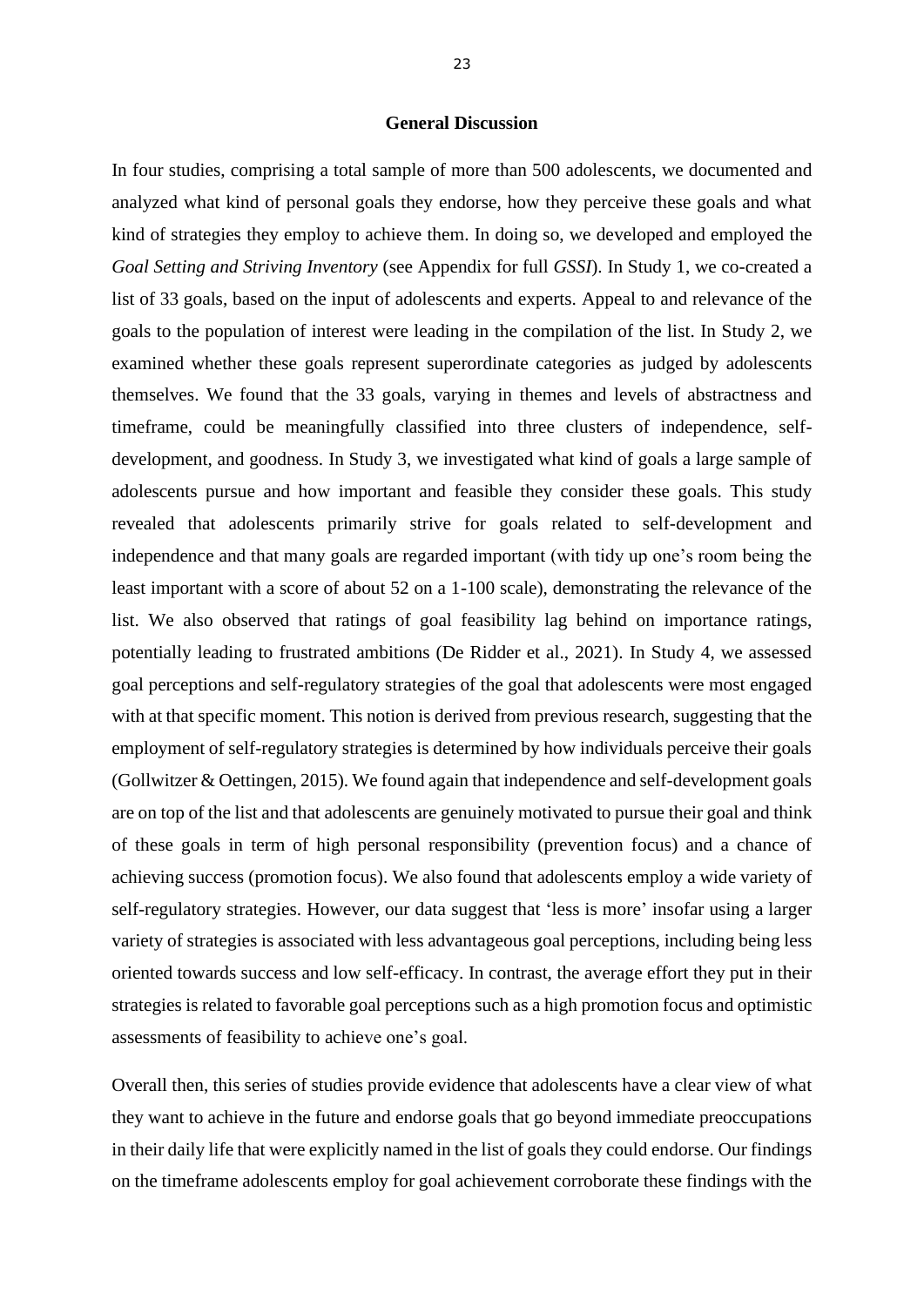## General Discussion

In four studies, comprising a total sample of more than 500 adolescents, we documented and analyzed what kind of personal goals they endorse, how they perceive these goals and what kind of strategies they employ to achieve them. In doing so, we developed and employed the *Goal Setting and Striving Inventory* (see Appendix for full *GSSI*). In Study 1, we co-created a list of 33 goals, based on the input of adolescents and experts. Appeal to and relevance of the goals to the population of interest were leading in the compilation of the list. In Study 2, we examined whether these goals represent superordinate categories as judged by adolescents themselves. We found that the 33 goals, varying in themes and levels of abstractness and timeframe, could be meaningfully classified into three clusters of independence, self-development, and goodness. In Study 3, we investigated what kind of goals a large sample of adolescents pursue and how important and feasible they consider these goals. This study revealed that adolescents primarily strive for goals related to self-development and independence and that many goals are regarded important (with tidy up one's room being the least important with a score of about 52 on a 1-100 scale), demonstrating the relevance of the list. We also observed that ratings of goal feasibility lag behind on importance ratings, potentially leading to frustrated ambitions (De Ridder et al., 2021). In Study 4, we assessed goal perceptions and self-regulatory strategies of the goal that adolescents were most engaged with at that specific moment. This notion is derived from previous research, suggesting that the employment of self-regulatory strategies is determined by how individuals perceive their goals (Gollwitzer & Oettingen, 2015). We found again that independence and self-development goals are on top of the list and that adolescents are genuinely motivated to pursue their goal and think of these goals in term of high personal responsibility (prevention focus) and a chance of achieving success (promotion focus). We also found that adolescents employ a wide variety of self-regulatory strategies. However, our data suggest that 'less is more' insofar using a larger variety of strategies is associated with less advantageous goal perceptions, including being less oriented towards success and low self-efficacy. In contrast, the average effort they put in their strategies is related to favorable goal perceptions such as a high promotion focus and optimistic assessments of feasibility to achieve one's goal.

Overall then, this series of studies provide evidence that adolescents have a clear view of what they want to achieve in the future and endorse goals that go beyond immediate preoccupations in their daily life that were explicitly named in the list of goals they could endorse. Our findings on the timeframe adolescents employ for goal achievement corroborate these findings with the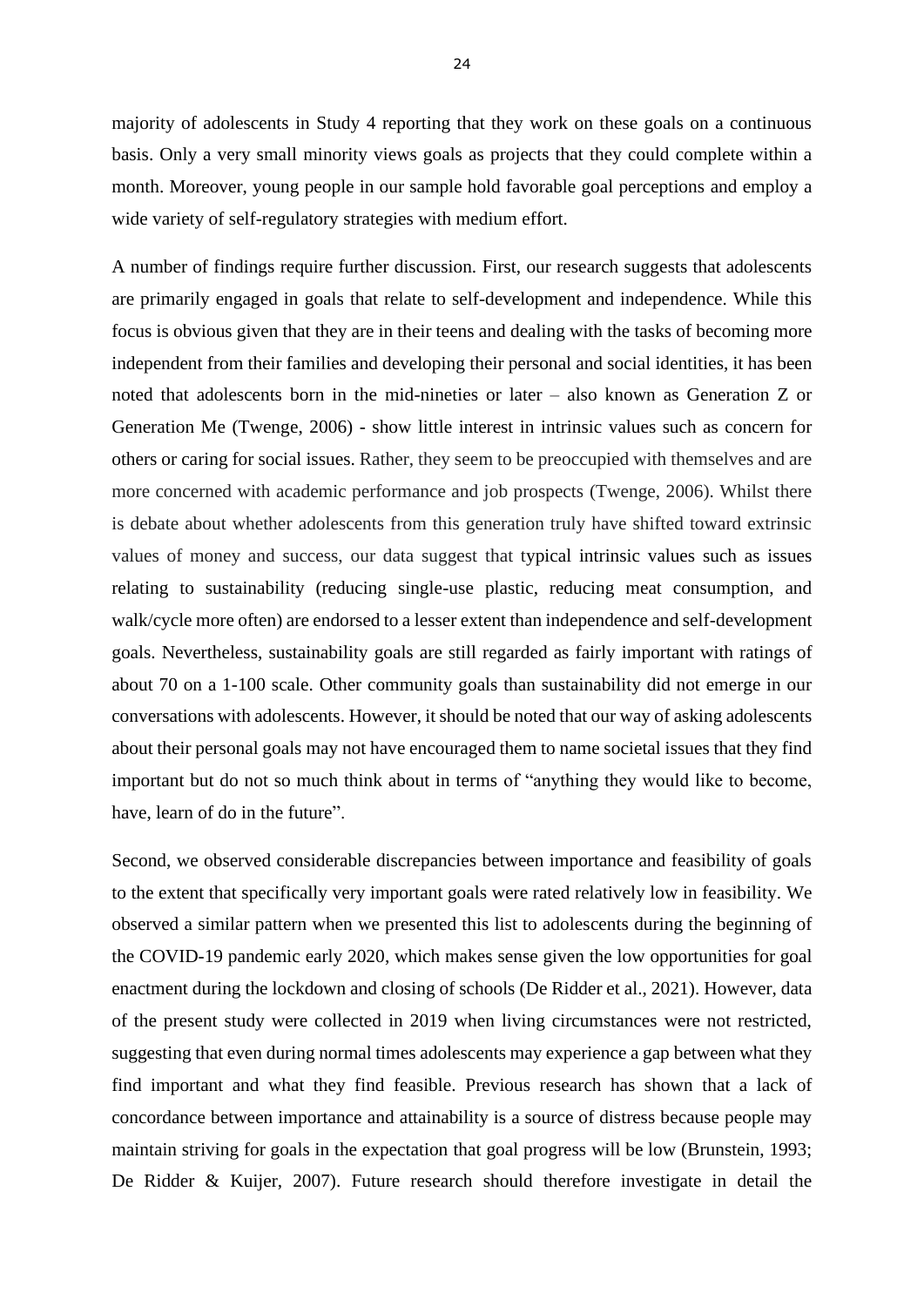majority of adolescents in Study 4 reporting that they work on these goals on a continuous basis. Only a very small minority views goals as projects that they could complete within a month. Moreover, young people in our sample hold favorable goal perceptions and employ a wide variety of self-regulatory strategies with medium effort.

A number of findings require further discussion. First, our research suggests that adolescents are primarily engaged in goals that relate to self-development and independence. While this focus is obvious given that they are in their teens and dealing with the tasks of becoming more independent from their families and developing their personal and social identities, it has been noted that adolescents born in the mid-nineties or later – also known as Generation Z or Generation Me (Twenge, 2006) - show little interest in intrinsic values such as concern for others or caring for social issues. Rather, they seem to be preoccupied with themselves and are more concerned with academic performance and job prospects (Twenge, 2006). Whilst there is debate about whether adolescents from this generation truly have shifted toward extrinsic values of money and success, our data suggest that typical intrinsic values such as issues relating to sustainability (reducing single-use plastic, reducing meat consumption, and walk/cycle more often) are endorsed to a lesser extent than independence and self-development goals. Nevertheless, sustainability goals are still regarded as fairly important with ratings of about 70 on a 1-100 scale. Other community goals than sustainability did not emerge in our conversations with adolescents. However, it should be noted that our way of asking adolescents about their personal goals may not have encouraged them to name societal issues that they find important but do not so much think about in terms of "anything they would like to become, have, learn of do in the future".

Second, we observed considerable discrepancies between importance and feasibility of goals to the extent that specifically very important goals were rated relatively low in feasibility. We observed a similar pattern when we presented this list to adolescents during the beginning of the COVID-19 pandemic early 2020, which makes sense given the low opportunities for goal enactment during the lockdown and closing of schools (De Ridder et al., 2021). However, data of the present study were collected in 2019 when living circumstances were not restricted, suggesting that even during normal times adolescents may experience a gap between what they find important and what they find feasible. Previous research has shown that a lack of concordance between importance and attainability is a source of distress because people may maintain striving for goals in the expectation that goal progress will be low (Brunstein, 1993; De Ridder & Kuijer, 2007). Future research should therefore investigate in detail the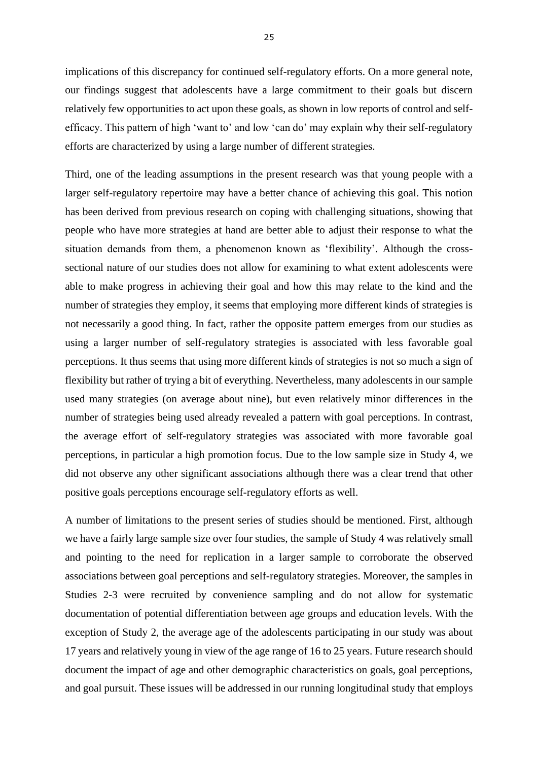implications of this discrepancy for continued self-regulatory efforts. On a more general note, our findings suggest that adolescents have a large commitment to their goals but discern relatively few opportunities to act upon these goals, as shown in low reports of control and self-efficacy. This pattern of high 'want to' and low 'can do' may explain why their self-regulatory efforts are characterized by using a large number of different strategies.

Third, one of the leading assumptions in the present research was that young people with a larger self-regulatory repertoire may have a better chance of achieving this goal. This notion has been derived from previous research on coping with challenging situations, showing that people who have more strategies at hand are better able to adjust their response to what the situation demands from them, a phenomenon known as 'flexibility'. Although the cross-sectional nature of our studies does not allow for examining to what extent adolescents were able to make progress in achieving their goal and how this may relate to the kind and the number of strategies they employ, it seems that employing more different kinds of strategies is not necessarily a good thing. In fact, rather the opposite pattern emerges from our studies as using a larger number of self-regulatory strategies is associated with less favorable goal perceptions. It thus seems that using more different kinds of strategies is not so much a sign of flexibility but rather of trying a bit of everything. Nevertheless, many adolescents in our sample used many strategies (on average about nine), but even relatively minor differences in the number of strategies being used already revealed a pattern with goal perceptions. In contrast, the average effort of self-regulatory strategies was associated with more favorable goal perceptions, in particular a high promotion focus. Due to the low sample size in Study 4, we did not observe any other significant associations although there was a clear trend that other positive goals perceptions encourage self-regulatory efforts as well.

A number of limitations to the present series of studies should be mentioned. First, although we have a fairly large sample size over four studies, the sample of Study 4 was relatively small and pointing to the need for replication in a larger sample to corroborate the observed associations between goal perceptions and self-regulatory strategies. Moreover, the samples in Studies 2-3 were recruited by convenience sampling and do not allow for systematic documentation of potential differentiation between age groups and education levels. With the exception of Study 2, the average age of the adolescents participating in our study was about 17 years and relatively young in view of the age range of 16 to 25 years. Future research should document the impact of age and other demographic characteristics on goals, goal perceptions, and goal pursuit. These issues will be addressed in our running longitudinal study that employs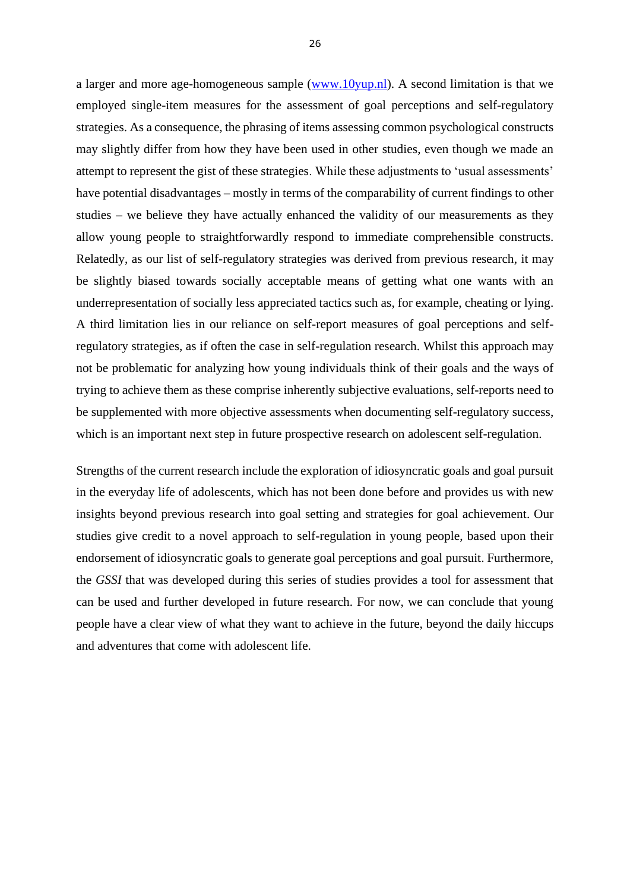a larger and more age-homogeneous sample (www.10yup.nl). A second limitation is that we employed single-item measures for the assessment of goal perceptions and self-regulatory strategies. As a consequence, the phrasing of items assessing common psychological constructs may slightly differ from how they have been used in other studies, even though we made an attempt to represent the gist of these strategies. While these adjustments to 'usual assessments' have potential disadvantages – mostly in terms of the comparability of current findings to other studies – we believe they have actually enhanced the validity of our measurements as they allow young people to straightforwardly respond to immediate comprehensible constructs. Relatedly, as our list of self-regulatory strategies was derived from previous research, it may be slightly biased towards socially acceptable means of getting what one wants with an underrepresentation of socially less appreciated tactics such as, for example, cheating or lying. A third limitation lies in our reliance on self-report measures of goal perceptions and self-regulatory strategies, as if often the case in self-regulation research. Whilst this approach may not be problematic for analyzing how young individuals think of their goals and the ways of trying to achieve them as these comprise inherently subjective evaluations, self-reports need to be supplemented with more objective assessments when documenting self-regulatory success, which is an important next step in future prospective research on adolescent self-regulation.

Strengths of the current research include the exploration of idiosyncratic goals and goal pursuit in the everyday life of adolescents, which has not been done before and provides us with new insights beyond previous research into goal setting and strategies for goal achievement. Our studies give credit to a novel approach to self-regulation in young people, based upon their endorsement of idiosyncratic goals to generate goal perceptions and goal pursuit. Furthermore, the *GSSI* that was developed during this series of studies provides a tool for assessment that can be used and further developed in future research. For now, we can conclude that young people have a clear view of what they want to achieve in the future, beyond the daily hiccups and adventures that come with adolescent life.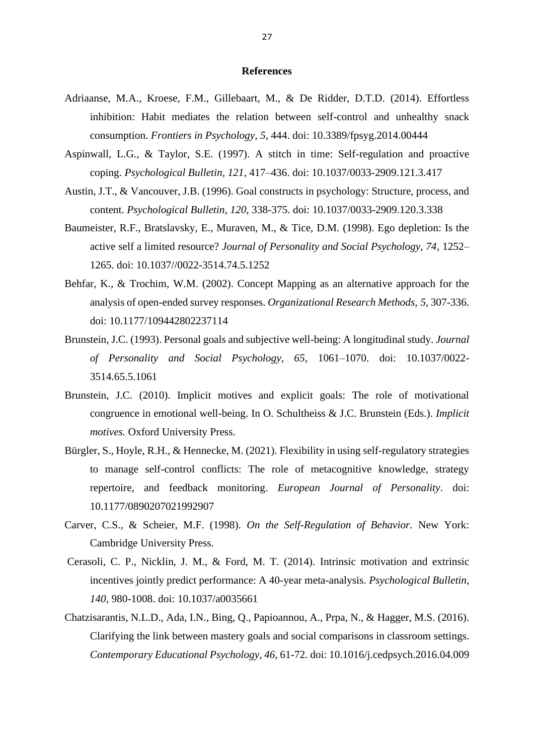## References

Adriaanse, M.A., Kroese, F.M., Gillebaart, M., & De Ridder, D.T.D. (2014). Effortless inhibition: Habit mediates the relation between self-control and unhealthy snack consumption. *Frontiers in Psychology*, *5*, 444. doi: 10.3389/fpsyg.2014.00444

Aspinwall, L.G., & Taylor, S.E. (1997). A stitch in time: Self-regulation and proactive coping. *Psychological Bulletin, 121*, 417–436. doi: 10.1037/0033-2909.121.3.417

Austin, J.T., & Vancouver, J.B. (1996). Goal constructs in psychology: Structure, process, and content. *Psychological Bulletin, 120,* 338-375. doi: 10.1037/0033-2909.120.3.338

Baumeister, R.F., Bratslavsky, E., Muraven, M., & Tice, D.M. (1998). Ego depletion: Is the active self a limited resource? *Journal of Personality and Social Psychology, 74*, 1252–1265. doi: 10.1037//0022-3514.74.5.1252

Behfar, K., & Trochim, W.M. (2002). Concept Mapping as an alternative approach for the analysis of open-ended survey responses. *Organizational Research Methods, 5*, 307-336. doi: 10.1177/109442802237114

Brunstein, J.C. (1993). Personal goals and subjective well-being: A longitudinal study. *Journal of Personality and Social Psychology*, *65*, 1061–1070. doi: 10.1037/0022-3514.65.5.1061

Brunstein, J.C. (2010). Implicit motives and explicit goals: The role of motivational congruence in emotional well-being. In O. Schultheiss & J.C. Brunstein (Eds.). *Implicit motives.* Oxford University Press.

Bürgler, S., Hoyle, R.H., & Hennecke, M. (2021). Flexibility in using self-regulatory strategies to manage self-control conflicts: The role of metacognitive knowledge, strategy repertoire, and feedback monitoring. *European Journal of Personality*. doi: 10.1177/0890207021992907

Carver, C.S., & Scheier, M.F. (1998). *On the Self-Regulation of Behavior*. New York: Cambridge University Press.

Cerasoli, C. P., Nicklin, J. M., & Ford, M. T. (2014). Intrinsic motivation and extrinsic incentives jointly predict performance: A 40-year meta-analysis. *Psychological Bulletin*, *140*, 980-1008. doi: 10.1037/a0035661

Chatzisarantis, N.L.D., Ada, I.N., Bing, Q., Papioannou, A., Prpa, N., & Hagger, M.S. (2016). Clarifying the link between mastery goals and social comparisons in classroom settings. *Contemporary Educational Psychology*, *46*, 61-72. doi: 10.1016/j.cedpsych.2016.04.009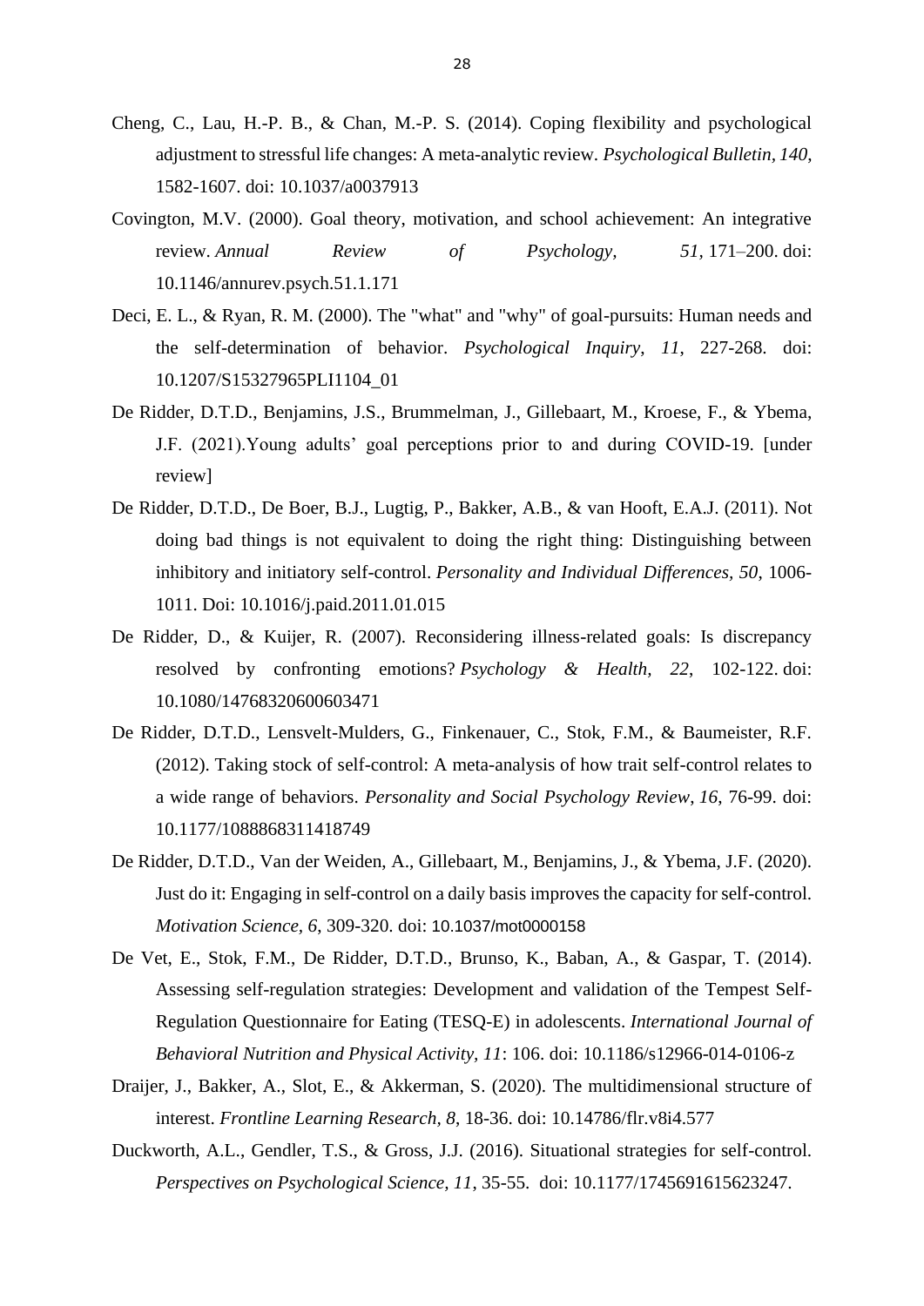Cheng, C., Lau, H.-P. B., & Chan, M.-P. S. (2014). Coping flexibility and psychological adjustment to stressful life changes: A meta-analytic review. *Psychological Bulletin, 140*, 1582-1607. doi: 10.1037/a0037913

Covington, M.V. (2000). Goal theory, motivation, and school achievement: An integrative review. *Annual Review of Psychology, 51*, 171–200. doi: 10.1146/annurev.psych.51.1.171

Deci, E. L., & Ryan, R. M. (2000). The "what" and "why" of goal-pursuits: Human needs and the self-determination of behavior. *Psychological Inquiry, 11*, 227-268. doi: 10.1207/S15327965PLI1104_01

De Ridder, D.T.D., Benjamins, J.S., Brummelman, J., Gillebaart, M., Kroese, F., & Ybema, J.F. (2021).Young adults' goal perceptions prior to and during COVID-19. [under review]

De Ridder, D.T.D., De Boer, B.J., Lugtig, P., Bakker, A.B., & van Hooft, E.A.J. (2011). Not doing bad things is not equivalent to doing the right thing: Distinguishing between inhibitory and initiatory self-control. *Personality and Individual Differences, 50*, 1006-1011. Doi: 10.1016/j.paid.2011.01.015

De Ridder, D., & Kuijer, R. (2007). Reconsidering illness-related goals: Is discrepancy resolved by confronting emotions? *Psychology & Health, 22*, 102-122. doi: 10.1080/14768320600603471

De Ridder, D.T.D., Lensvelt-Mulders, G., Finkenauer, C., Stok, F.M., & Baumeister, R.F. (2012). Taking stock of self-control: A meta-analysis of how trait self-control relates to a wide range of behaviors. *Personality and Social Psychology Review, 16*, 76-99. doi: 10.1177/1088868311418749

De Ridder, D.T.D., Van der Weiden, A., Gillebaart, M., Benjamins, J., & Ybema, J.F. (2020). Just do it: Engaging in self-control on a daily basis improves the capacity for self-control. *Motivation Science, 6*, 309-320. doi: 10.1037/mot0000158

De Vet, E., Stok, F.M., De Ridder, D.T.D., Brunso, K., Baban, A., & Gaspar, T. (2014). Assessing self-regulation strategies: Development and validation of the Tempest Self-Regulation Questionnaire for Eating (TESQ-E) in adolescents. *International Journal of Behavioral Nutrition and Physical Activity, 11*: 106. doi: 10.1186/s12966-014-0106-z

Draijer, J., Bakker, A., Slot, E., & Akkerman, S. (2020). The multidimensional structure of interest. *Frontline Learning Research, 8*, 18-36. doi: 10.14786/flr.v8i4.577

Duckworth, A.L., Gendler, T.S., & Gross, J.J. (2016). Situational strategies for self-control. *Perspectives on Psychological Science, 11*, 35-55. doi: 10.1177/1745691615623247.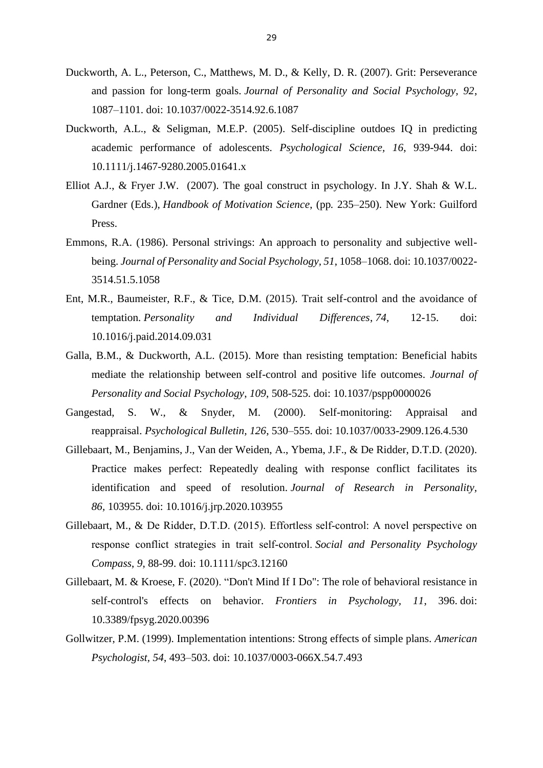Duckworth, A. L., Peterson, C., Matthews, M. D., & Kelly, D. R. (2007). Grit: Perseverance and passion for long-term goals. *Journal of Personality and Social Psychology*, *92*, 1087–1101. doi: 10.1037/0022-3514.92.6.1087

Duckworth, A.L., & Seligman, M.E.P. (2005). Self-discipline outdoes IQ in predicting academic performance of adolescents. *Psychological Science*, *16*, 939-944. doi: 10.1111/j.1467-9280.2005.01641.x

Elliot A.J., & Fryer J.W. (2007). The goal construct in psychology. In J.Y. Shah & W.L. Gardner (Eds.), *Handbook of Motivation Science*, (pp. 235–250). New York: Guilford Press.

Emmons, R.A. (1986). Personal strivings: An approach to personality and subjective well-being. *Journal of Personality and Social Psychology, 51*, 1058–1068. doi: 10.1037/0022-3514.51.5.1058

Ent, M.R., Baumeister, R.F., & Tice, D.M. (2015). Trait self-control and the avoidance of temptation. *Personality and Individual Differences*, *74*, 12-15. doi: 10.1016/j.paid.2014.09.031

Galla, B.M., & Duckworth, A.L. (2015). More than resisting temptation: Beneficial habits mediate the relationship between self-control and positive life outcomes. *Journal of Personality and Social Psychology*, *109*, 508-525. doi: 10.1037/pspp0000026

Gangestad, S. W., & Snyder, M. (2000). Self-monitoring: Appraisal and reappraisal. *Psychological Bulletin*, *126*, 530–555. doi: 10.1037/0033-2909.126.4.530

Gillebaart, M., Benjamins, J., Van der Weiden, A., Ybema, J.F., & De Ridder, D.T.D. (2020). Practice makes perfect: Repeatedly dealing with response conflict facilitates its identification and speed of resolution. *Journal of Research in Personality*, *86*, 103955. doi: 10.1016/j.jrp.2020.103955

Gillebaart, M., & De Ridder, D.T.D. (2015). Effortless self-control: A novel perspective on response conflict strategies in trait self-control. *Social and Personality Psychology Compass*, *9*, 88-99. doi: 10.1111/spc3.12160

Gillebaart, M. & Kroese, F. (2020). "Don't Mind If I Do": The role of behavioral resistance in self-control's effects on behavior. *Frontiers in Psychology*, *11*, 396. doi: 10.3389/fpsyg.2020.00396

Gollwitzer, P.M. (1999). Implementation intentions: Strong effects of simple plans. *American Psychologist*, *54*, 493–503. doi: 10.1037/0003-066X.54.7.493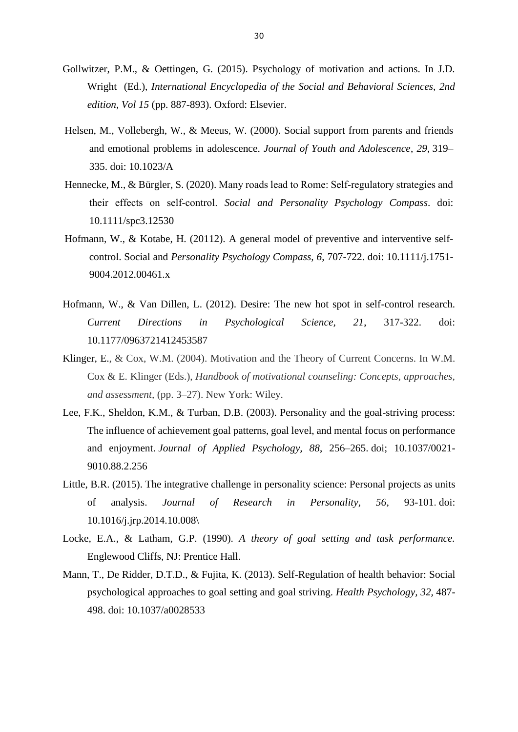Gollwitzer, P.M., & Oettingen, G. (2015). Psychology of motivation and actions. In J.D. Wright (Ed.), *International Encyclopedia of the Social and Behavioral Sciences, 2nd edition, Vol 15* (pp. 887-893). Oxford: Elsevier.

Helsen, M., Vollebergh, W., & Meeus, W. (2000). Social support from parents and friends and emotional problems in adolescence. *Journal of Youth and Adolescence*, *29*, 319–335. doi: 10.1023/A

Hennecke, M., & Bürgler, S. (2020). Many roads lead to Rome: Self-regulatory strategies and their effects on self-control. *Social and Personality Psychology Compass*. doi: 10.1111/spc3.12530

Hofmann, W., & Kotabe, H. (20112). A general model of preventive and interventive self-control. Social and *Personality Psychology Compass, 6*, 707-722. doi: 10.1111/j.1751-9004.2012.00461.x

Hofmann, W., & Van Dillen, L. (2012). Desire: The new hot spot in self-control research. *Current Directions in Psychological Science, 21*, 317-322. doi: 10.1177/0963721412453587

Klinger, E., & Cox, W.M. (2004). Motivation and the Theory of Current Concerns. In W.M. Cox & E. Klinger (Eds.), *Handbook of motivational counseling: Concepts, approaches, and assessment*, (pp. 3–27). New York: Wiley.

Lee, F.K., Sheldon, K.M., & Turban, D.B. (2003). Personality and the goal-striving process: The influence of achievement goal patterns, goal level, and mental focus on performance and enjoyment. *Journal of Applied Psychology, 88*, 256–265. doi; 10.1037/0021-9010.88.2.256

Little, B.R. (2015). The integrative challenge in personality science: Personal projects as units of analysis. *Journal of Research in Personality, 56*, 93-101. doi: 10.1016/j.jrp.2014.10.008\

Locke, E.A., & Latham, G.P. (1990). *A theory of goal setting and task performance.* Englewood Cliffs, NJ: Prentice Hall.

Mann, T., De Ridder, D.T.D., & Fujita, K. (2013). Self-Regulation of health behavior: Social psychological approaches to goal setting and goal striving. *Health Psychology, 32*, 487-498. doi: 10.1037/a0028533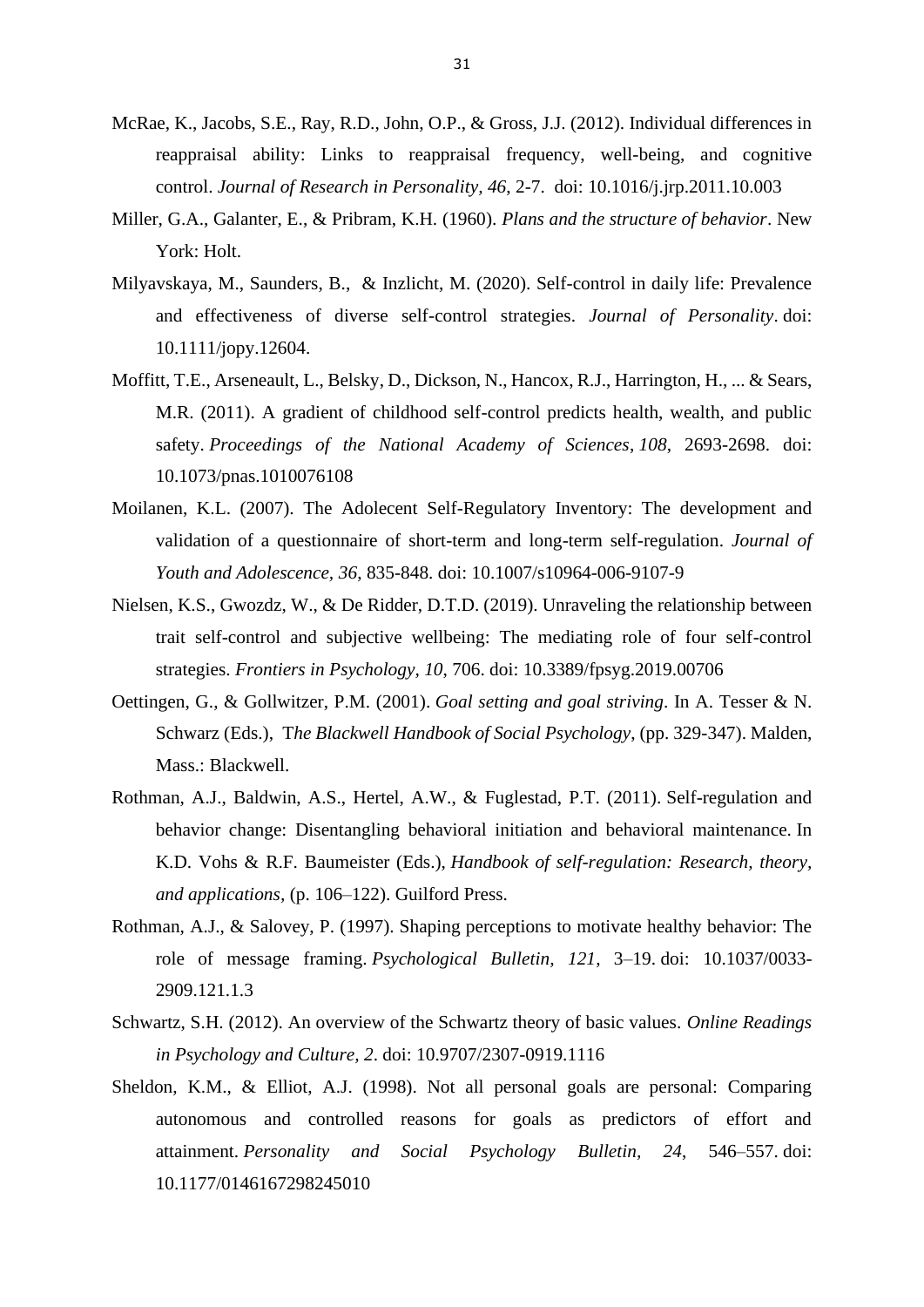McRae, K., Jacobs, S.E., Ray, R.D., John, O.P., & Gross, J.J. (2012). Individual differences in reappraisal ability: Links to reappraisal frequency, well-being, and cognitive control. *Journal of Research in Personality, 46,* 2-7. doi: 10.1016/j.jrp.2011.10.003

Miller, G.A., Galanter, E., & Pribram, K.H. (1960). *Plans and the structure of behavior*. New York: Holt.

Milyavskaya, M., Saunders, B., & Inzlicht, M. (2020). Self-control in daily life: Prevalence and effectiveness of diverse self-control strategies. *Journal of Personality*. doi: 10.1111/jopy.12604.

Moffitt, T.E., Arseneault, L., Belsky, D., Dickson, N., Hancox, R.J., Harrington, H., ... & Sears, M.R. (2011). A gradient of childhood self-control predicts health, wealth, and public safety. *Proceedings of the National Academy of Sciences*, *108*, 2693-2698. doi: 10.1073/pnas.1010076108

Moilanen, K.L. (2007). The Adolecent Self-Regulatory Inventory: The development and validation of a questionnaire of short-term and long-term self-regulation. *Journal of Youth and Adolescence, 36*, 835-848. doi: 10.1007/s10964-006-9107-9

Nielsen, K.S., Gwozdz, W., & De Ridder, D.T.D. (2019). Unraveling the relationship between trait self-control and subjective wellbeing: The mediating role of four self-control strategies. *Frontiers in Psychology, 10,* 706. doi: 10.3389/fpsyg.2019.00706

Oettingen, G., & Gollwitzer, P.M. (2001). *Goal setting and goal striving*. In A. Tesser & N. Schwarz (Eds.), T*he Blackwell Handbook of Social Psychology*, (pp. 329-347). Malden, Mass.: Blackwell.

Rothman, A.J., Baldwin, A.S., Hertel, A.W., & Fuglestad, P.T. (2011). Self-regulation and behavior change: Disentangling behavioral initiation and behavioral maintenance. In K.D. Vohs & R.F. Baumeister (Eds.), *Handbook of self-regulation: Research, theory, and applications*, (p. 106–122). Guilford Press.

Rothman, A.J., & Salovey, P. (1997). Shaping perceptions to motivate healthy behavior: The role of message framing. *Psychological Bulletin, 121*, 3–19. doi: 10.1037/0033-2909.121.1.3

Schwartz, S.H. (2012). An overview of the Schwartz theory of basic values. *Online Readings in Psychology and Culture, 2*. doi: 10.9707/2307-0919.1116

Sheldon, K.M., & Elliot, A.J. (1998). Not all personal goals are personal: Comparing autonomous and controlled reasons for goals as predictors of effort and attainment. *Personality and Social Psychology Bulletin, 24*, 546–557. doi: 10.1177/0146167298245010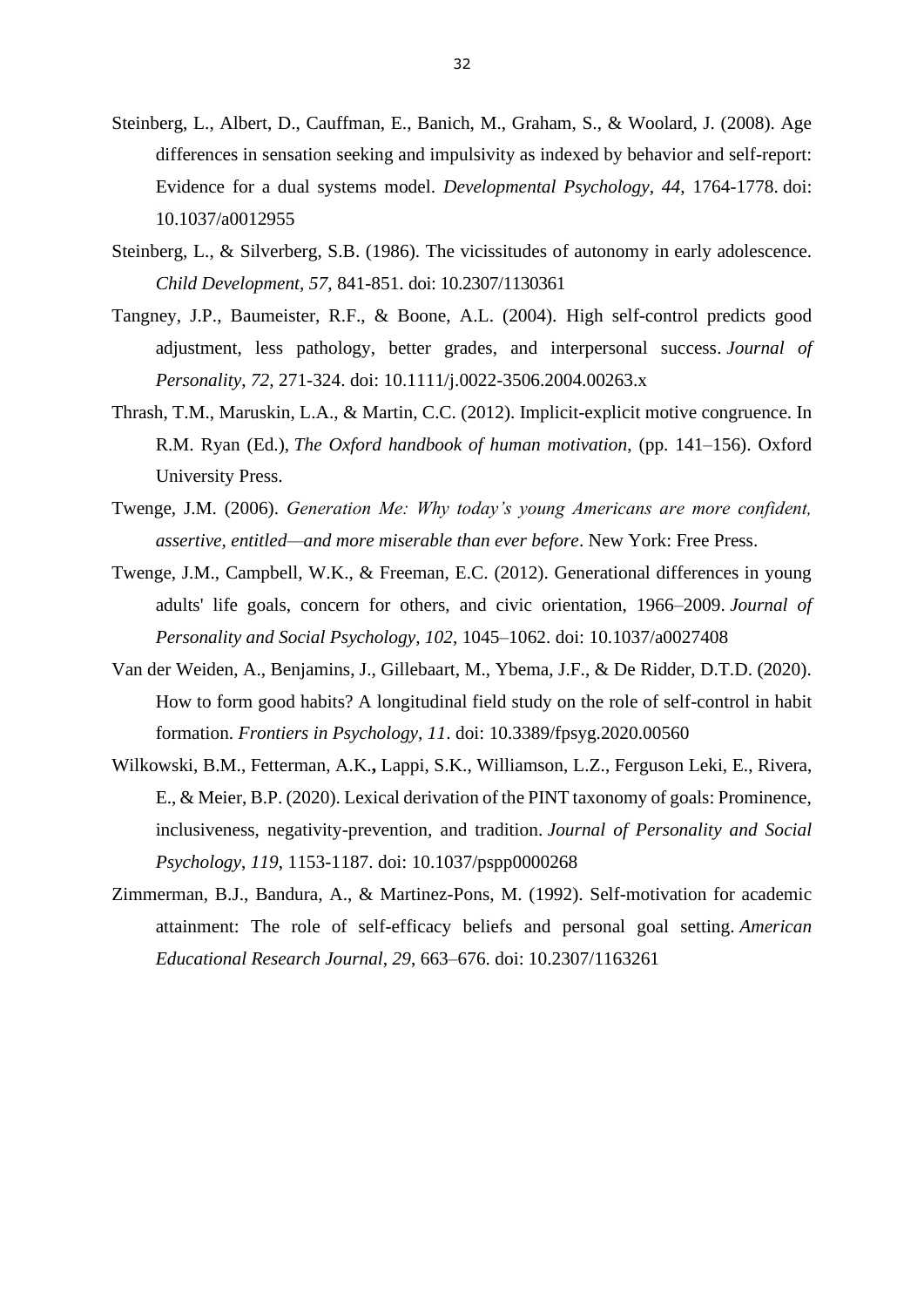Steinberg, L., Albert, D., Cauffman, E., Banich, M., Graham, S., & Woolard, J. (2008). Age differences in sensation seeking and impulsivity as indexed by behavior and self-report: Evidence for a dual systems model. *Developmental Psychology*, *44*, 1764-1778. doi: 10.1037/a0012955

Steinberg, L., & Silverberg, S.B. (1986). The vicissitudes of autonomy in early adolescence. *Child Development, 57*, 841-851. doi: 10.2307/1130361

Tangney, J.P., Baumeister, R.F., & Boone, A.L. (2004). High self-control predicts good adjustment, less pathology, better grades, and interpersonal success. *Journal of Personality*, *72*, 271-324. doi: 10.1111/j.0022-3506.2004.00263.x

Thrash, T.M., Maruskin, L.A., & Martin, C.C. (2012). Implicit-explicit motive congruence. In R.M. Ryan (Ed.), *The Oxford handbook of human motivation*, (pp. 141–156). Oxford University Press.

Twenge, J.M. (2006). *Generation Me: Why today's young Americans are more confident, assertive, entitled—and more miserable than ever before*. New York: Free Press.

Twenge, J.M., Campbell, W.K., & Freeman, E.C. (2012). Generational differences in young adults' life goals, concern for others, and civic orientation, 1966–2009. *Journal of Personality and Social Psychology, 102*, 1045–1062. doi: 10.1037/a0027408

Van der Weiden, A., Benjamins, J., Gillebaart, M., Ybema, J.F., & De Ridder, D.T.D. (2020). How to form good habits? A longitudinal field study on the role of self-control in habit formation. *Frontiers in Psychology, 11*. doi: 10.3389/fpsyg.2020.00560

Wilkowski, B.M., Fetterman, A.K.**,** Lappi, S.K., Williamson, L.Z., Ferguson Leki, E., Rivera, E., & Meier, B.P. (2020). Lexical derivation of the PINT taxonomy of goals: Prominence, inclusiveness, negativity-prevention, and tradition. *Journal of Personality and Social Psychology*, *119*, 1153-1187. doi: 10.1037/pspp0000268

Zimmerman, B.J., Bandura, A., & Martinez-Pons, M. (1992). Self-motivation for academic attainment: The role of self-efficacy beliefs and personal goal setting. *American Educational Research Journal, 29*, 663–676. doi: 10.2307/1163261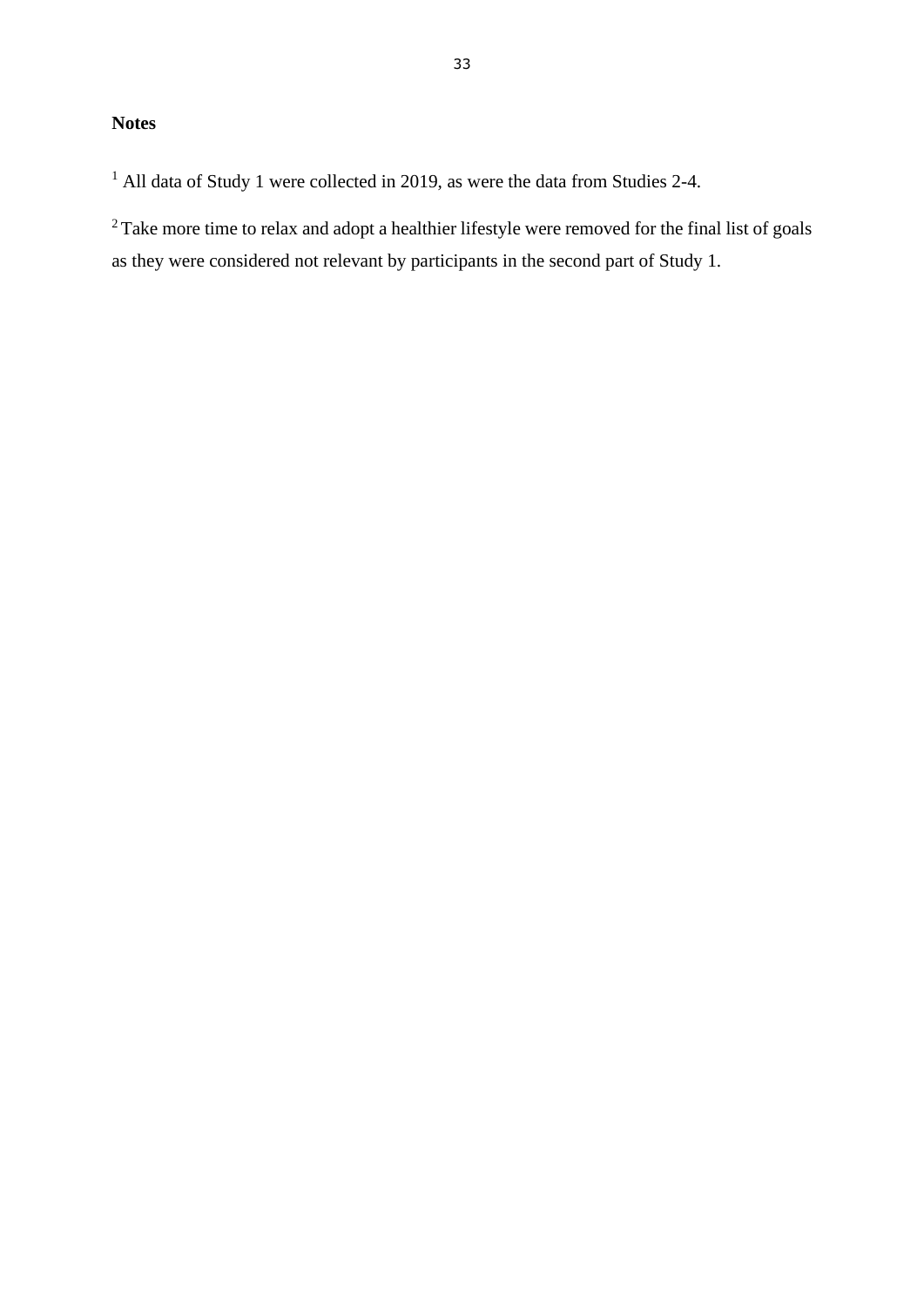**Notes**

[1] All data of Study 1 were collected in 2019, as were the data from Studies 2-4.

[2] Take more time to relax and adopt a healthier lifestyle were removed for the final list of goals as they were considered not relevant by participants in the second part of Study 1.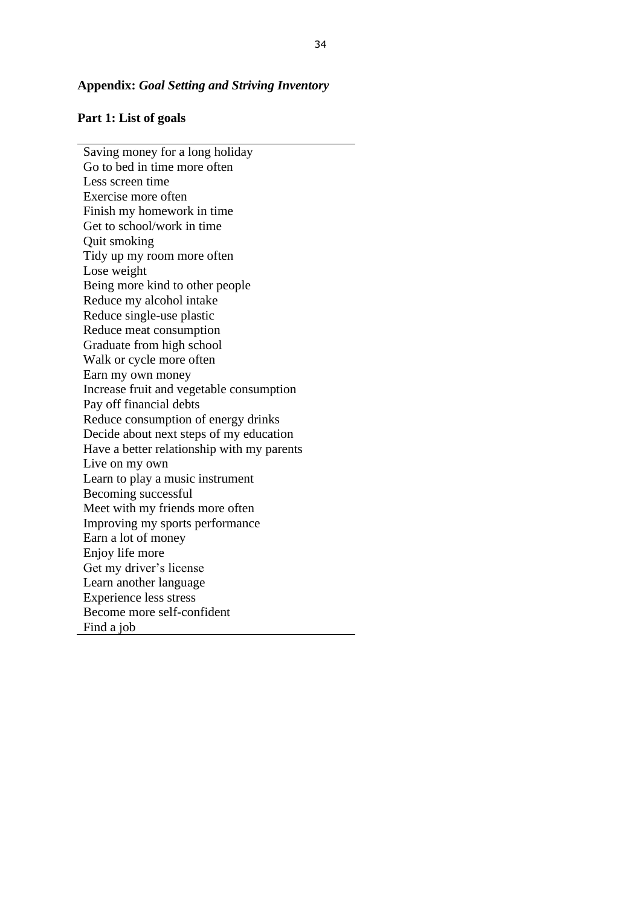**Appendix:** ***Goal Setting and Striving Inventory***

**Part 1: List of goals**

| Saving money for a long holiday |
|---|
| Go to bed in time more often |
| Less screen time |
| Exercise more often |
| Finish my homework in time |
| Get to school/work in time |
| Quit smoking |
| Tidy up my room more often |
| Lose weight |
| Being more kind to other people |
| Reduce my alcohol intake |
| Reduce single-use plastic |
| Reduce meat consumption |
| Graduate from high school |
| Walk or cycle more often |
| Earn my own money |
| Increase fruit and vegetable consumption |
| Pay off financial debts |
| Reduce consumption of energy drinks |
| Decide about next steps of my education |
| Have a better relationship with my parents |
| Live on my own |
| Learn to play a music instrument |
| Becoming successful |
| Meet with my friends more often |
| Improving my sports performance |
| Earn a lot of money |
| Enjoy life more |
| Get my driver's license |
| Learn another language |
| Experience less stress |
| Become more self-confident |
| Find a job |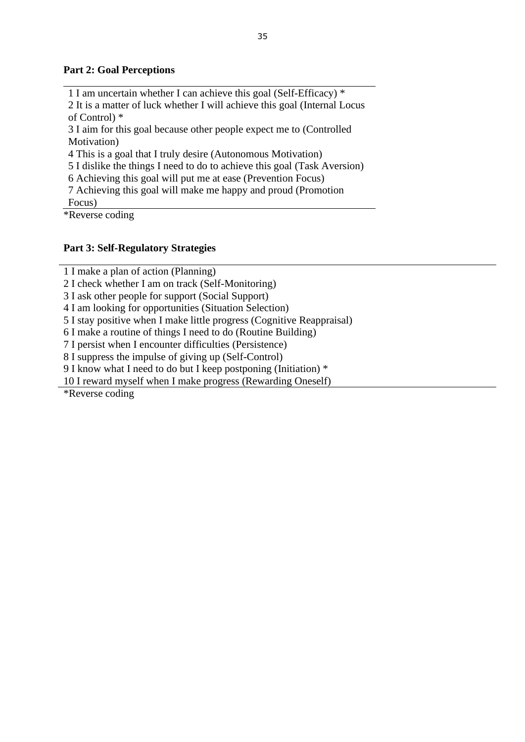**Part 2: Goal Perceptions**

1 I am uncertain whether I can achieve this goal (Self-Efficacy) *
2 It is a matter of luck whether I will achieve this goal (Internal Locus of Control) *
3 I aim for this goal because other people expect me to (Controlled Motivation)
4 This is a goal that I truly desire (Autonomous Motivation)
5 I dislike the things I need to do to achieve this goal (Task Aversion)
6 Achieving this goal will put me at ease (Prevention Focus)
7 Achieving this goal will make me happy and proud (Promotion Focus)

*Reverse coding

**Part 3: Self-Regulatory Strategies**

1 I make a plan of action (Planning)
2 I check whether I am on track (Self-Monitoring)
3 I ask other people for support (Social Support)
4 I am looking for opportunities (Situation Selection)
5 I stay positive when I make little progress (Cognitive Reappraisal)
6 I make a routine of things I need to do (Routine Building)
7 I persist when I encounter difficulties (Persistence)
8 I suppress the impulse of giving up (Self-Control)
9 I know what I need to do but I keep postponing (Initiation) *
10 I reward myself when I make progress (Rewarding Oneself)

*Reverse coding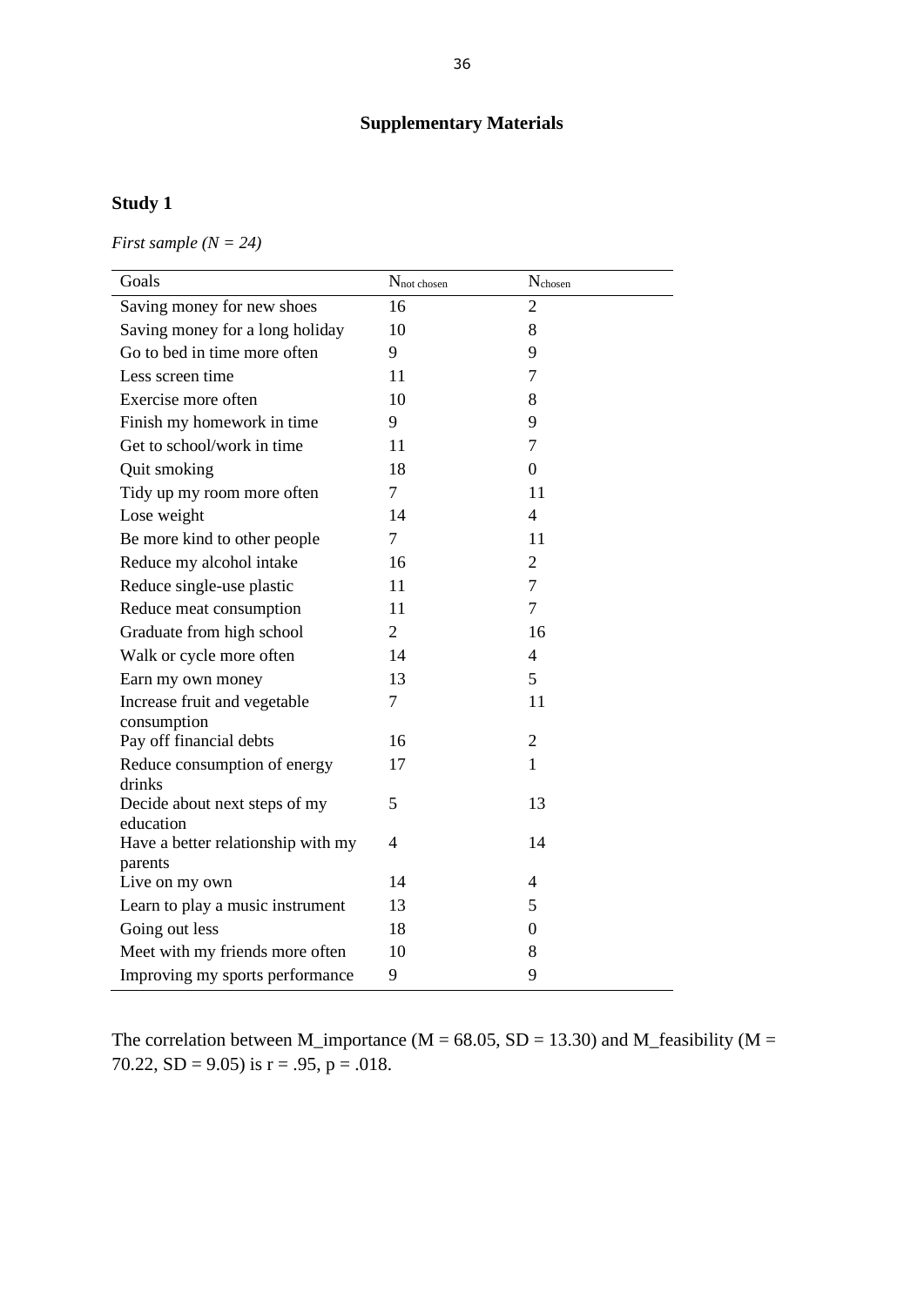# Supplementary Materials

## Study 1

*First sample (N = 24)*

| Goals | $N_{not\ chosen}$ | $N_{chosen}$ |
|---|---|---|
| Saving money for new shoes | 16 | 2 |
| Saving money for a long holiday | 10 | 8 |
| Go to bed in time more often | 9 | 9 |
| Less screen time | 11 | 7 |
| Exercise more often | 10 | 8 |
| Finish my homework in time | 9 | 9 |
| Get to school/work in time | 11 | 7 |
| Quit smoking | 18 | 0 |
| Tidy up my room more often | 7 | 11 |
| Lose weight | 14 | 4 |
| Be more kind to other people | 7 | 11 |
| Reduce my alcohol intake | 16 | 2 |
| Reduce single-use plastic | 11 | 7 |
| Reduce meat consumption | 11 | 7 |
| Graduate from high school | 2 | 16 |
| Walk or cycle more often | 14 | 4 |
| Earn my own money | 13 | 5 |
| Increase fruit and vegetable consumption | 7 | 11 |
| Pay off financial debts | 16 | 2 |
| Reduce consumption of energy drinks | 17 | 1 |
| Decide about next steps of my education | 5 | 13 |
| Have a better relationship with my parents | 4 | 14 |
| Live on my own | 14 | 4 |
| Learn to play a music instrument | 13 | 5 |
| Going out less | 18 | 0 |
| Meet with my friends more often | 10 | 8 |
| Improving my sports performance | 9 | 9 |

The correlation between M_importance ($M = 68.05$, $SD = 13.30$) and M_feasibility ($M = 70.22$, $SD = 9.05$) is $r = .95$, $p = .018$.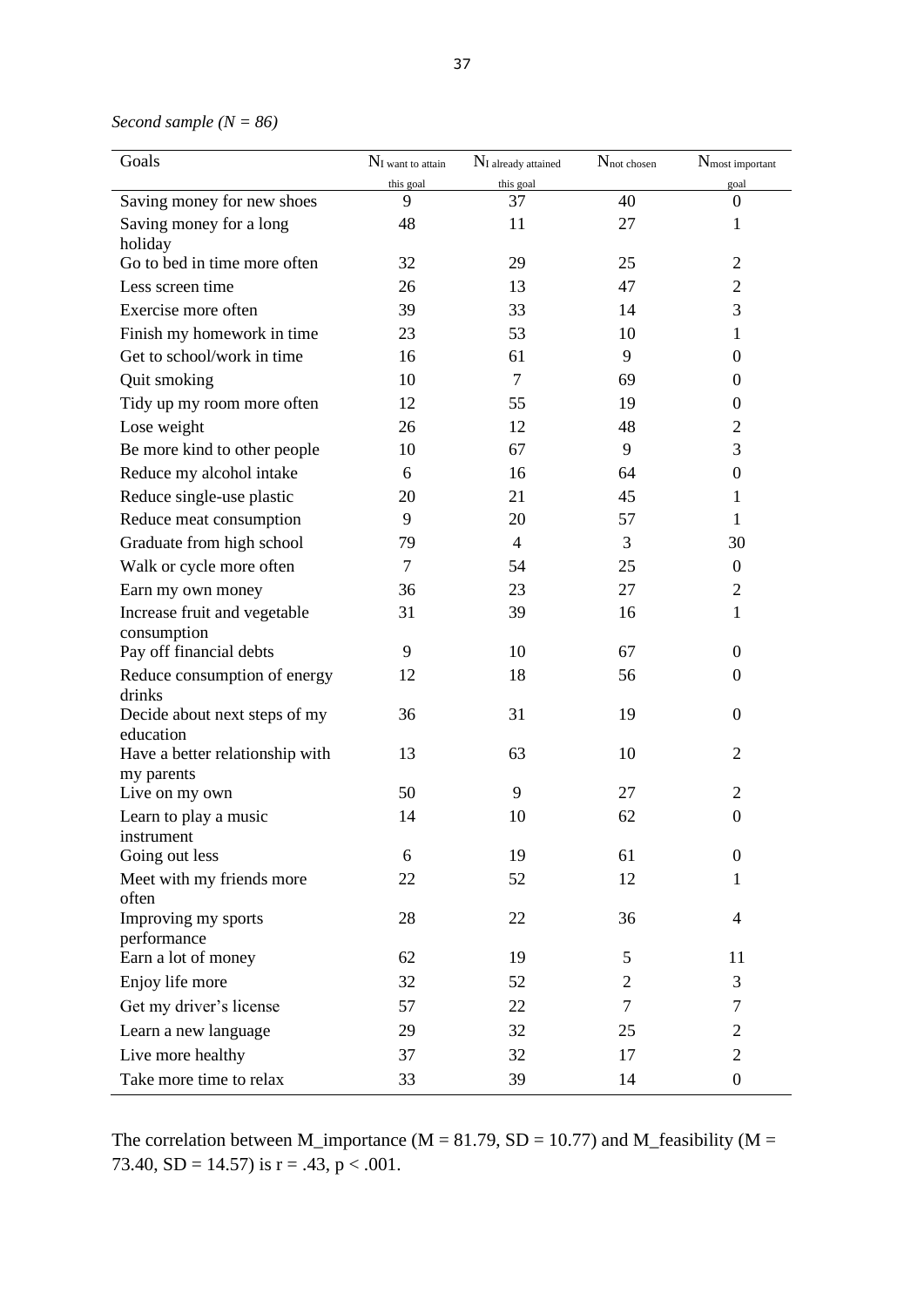*Second sample (N = 86)*

| Goals | $N_{\text{I want to attain this goal}}$ | $N_{\text{I already attained this goal}}$ | $N_{\text{not chosen}}$ | $N_{\text{most important goal}}$ |
|---|---|---|---|---|
| Saving money for new shoes | 9 | 37 | 40 | 0 |
| Saving money for a long holiday | 48 | 11 | 27 | 1 |
| Go to bed in time more often | 32 | 29 | 25 | 2 |
| Less screen time | 26 | 13 | 47 | 2 |
| Exercise more often | 39 | 33 | 14 | 3 |
| Finish my homework in time | 23 | 53 | 10 | 1 |
| Get to school/work in time | 16 | 61 | 9 | 0 |
| Quit smoking | 10 | 7 | 69 | 0 |
| Tidy up my room more often | 12 | 55 | 19 | 0 |
| Lose weight | 26 | 12 | 48 | 2 |
| Be more kind to other people | 10 | 67 | 9 | 3 |
| Reduce my alcohol intake | 6 | 16 | 64 | 0 |
| Reduce single-use plastic | 20 | 21 | 45 | 1 |
| Reduce meat consumption | 9 | 20 | 57 | 1 |
| Graduate from high school | 79 | 4 | 3 | 30 |
| Walk or cycle more often | 7 | 54 | 25 | 0 |
| Earn my own money | 36 | 23 | 27 | 2 |
| Increase fruit and vegetable consumption | 31 | 39 | 16 | 1 |
| Pay off financial debts | 9 | 10 | 67 | 0 |
| Reduce consumption of energy drinks | 12 | 18 | 56 | 0 |
| Decide about next steps of my education | 36 | 31 | 19 | 0 |
| Have a better relationship with my parents | 13 | 63 | 10 | 2 |
| Live on my own | 50 | 9 | 27 | 2 |
| Learn to play a music instrument | 14 | 10 | 62 | 0 |
| Going out less | 6 | 19 | 61 | 0 |
| Meet with my friends more often | 22 | 52 | 12 | 1 |
| Improving my sports performance | 28 | 22 | 36 | 4 |
| Earn a lot of money | 62 | 19 | 5 | 11 |
| Enjoy life more | 32 | 52 | 2 | 3 |
| Get my driver's license | 57 | 22 | 7 | 7 |
| Learn a new language | 29 | 32 | 25 | 2 |
| Live more healthy | 37 | 32 | 17 | 2 |
| Take more time to relax | 33 | 39 | 14 | 0 |

The correlation between M_importance ($M = 81.79$, $SD = 10.77$) and M_feasibility ($M = 73.40$, $SD = 14.57$) is $r = .43$, $p < .001$.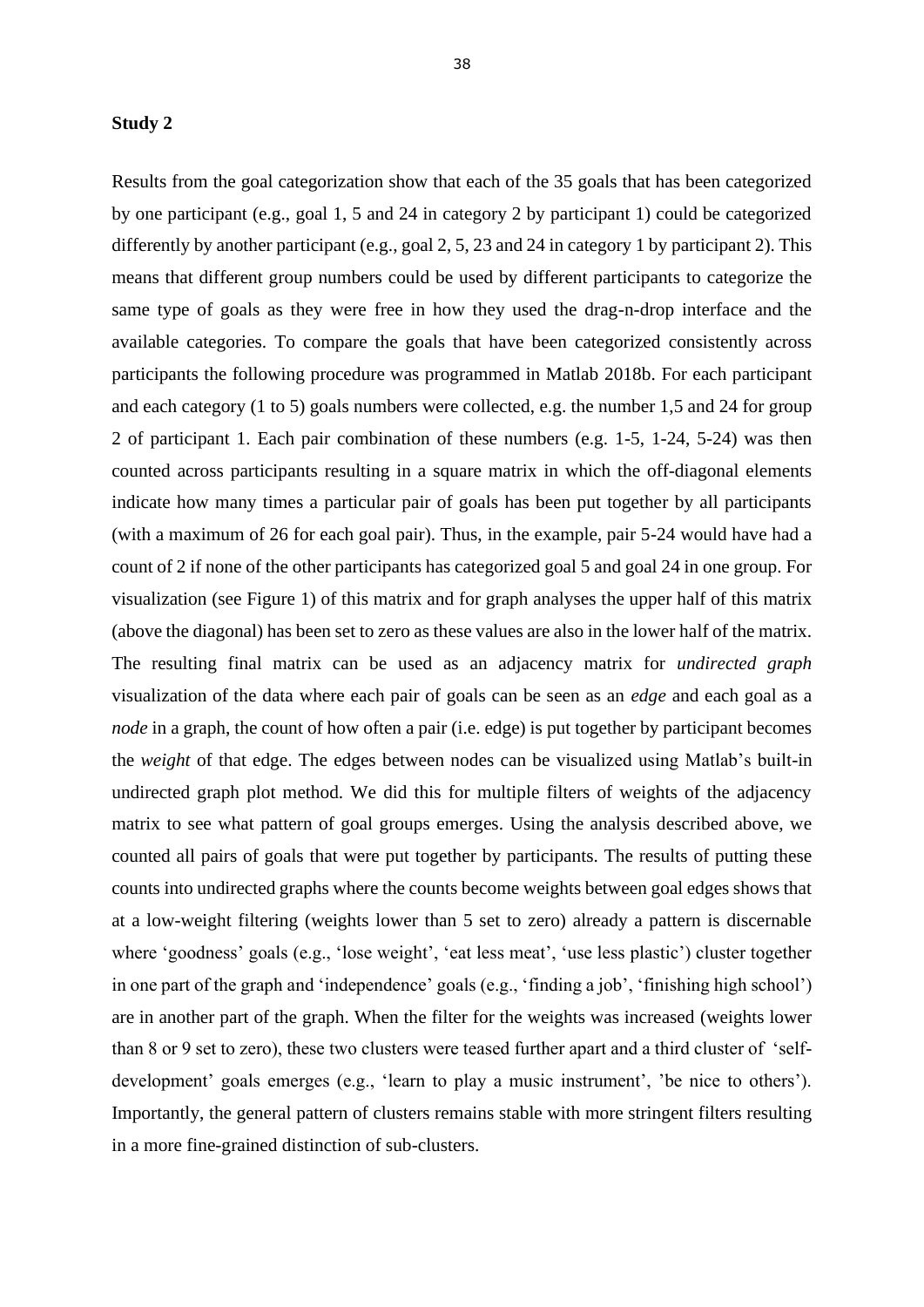**Study 2**

Results from the goal categorization show that each of the 35 goals that has been categorized by one participant (e.g., goal 1, 5 and 24 in category 2 by participant 1) could be categorized differently by another participant (e.g., goal 2, 5, 23 and 24 in category 1 by participant 2). This means that different group numbers could be used by different participants to categorize the same type of goals as they were free in how they used the drag-n-drop interface and the available categories. To compare the goals that have been categorized consistently across participants the following procedure was programmed in Matlab 2018b. For each participant and each category (1 to 5) goals numbers were collected, e.g. the number 1,5 and 24 for group 2 of participant 1. Each pair combination of these numbers (e.g. 1-5, 1-24, 5-24) was then counted across participants resulting in a square matrix in which the off-diagonal elements indicate how many times a particular pair of goals has been put together by all participants (with a maximum of 26 for each goal pair). Thus, in the example, pair 5-24 would have had a count of 2 if none of the other participants has categorized goal 5 and goal 24 in one group. For visualization (see Figure 1) of this matrix and for graph analyses the upper half of this matrix (above the diagonal) has been set to zero as these values are also in the lower half of the matrix. The resulting final matrix can be used as an adjacency matrix for *undirected graph* visualization of the data where each pair of goals can be seen as an *edge* and each goal as a *node* in a graph, the count of how often a pair (i.e. edge) is put together by participant becomes the *weight* of that edge. The edges between nodes can be visualized using Matlab's built-in undirected graph plot method. We did this for multiple filters of weights of the adjacency matrix to see what pattern of goal groups emerges. Using the analysis described above, we counted all pairs of goals that were put together by participants. The results of putting these counts into undirected graphs where the counts become weights between goal edges shows that at a low-weight filtering (weights lower than 5 set to zero) already a pattern is discernable where 'goodness' goals (e.g., 'lose weight', 'eat less meat', 'use less plastic') cluster together in one part of the graph and 'independence' goals (e.g., 'finding a job', 'finishing high school') are in another part of the graph. When the filter for the weights was increased (weights lower than 8 or 9 set to zero), these two clusters were teased further apart and a third cluster of 'self-development' goals emerges (e.g., 'learn to play a music instrument', 'be nice to others'). Importantly, the general pattern of clusters remains stable with more stringent filters resulting in a more fine-grained distinction of sub-clusters.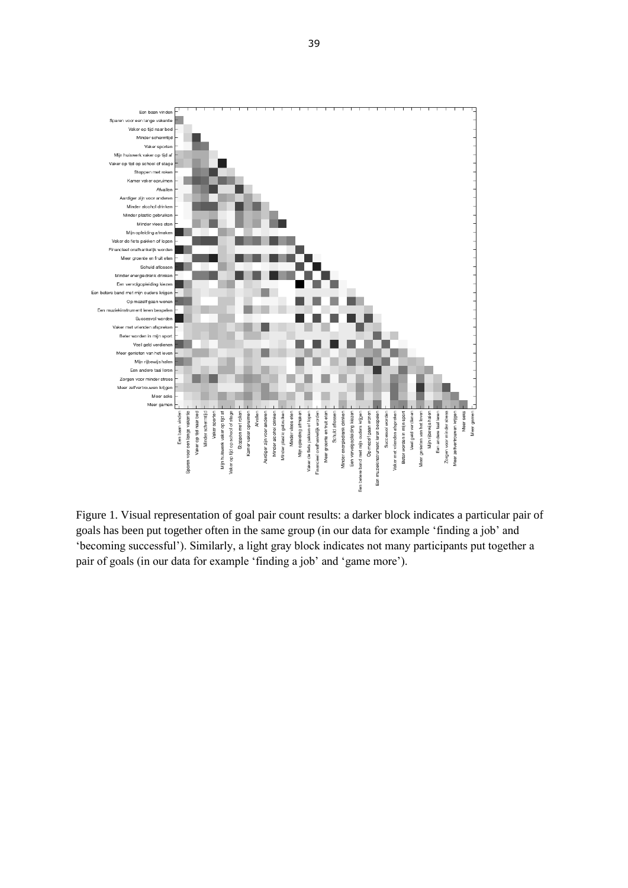Figure 1. Visual representation of goal pair count results: a darker block indicates a particular pair of goals has been put together often in the same group (in our data for example 'finding a job' and 'becoming successful'). Similarly, a light gray block indicates not many participants put together a pair of goals (in our data for example 'finding a job' and 'game more').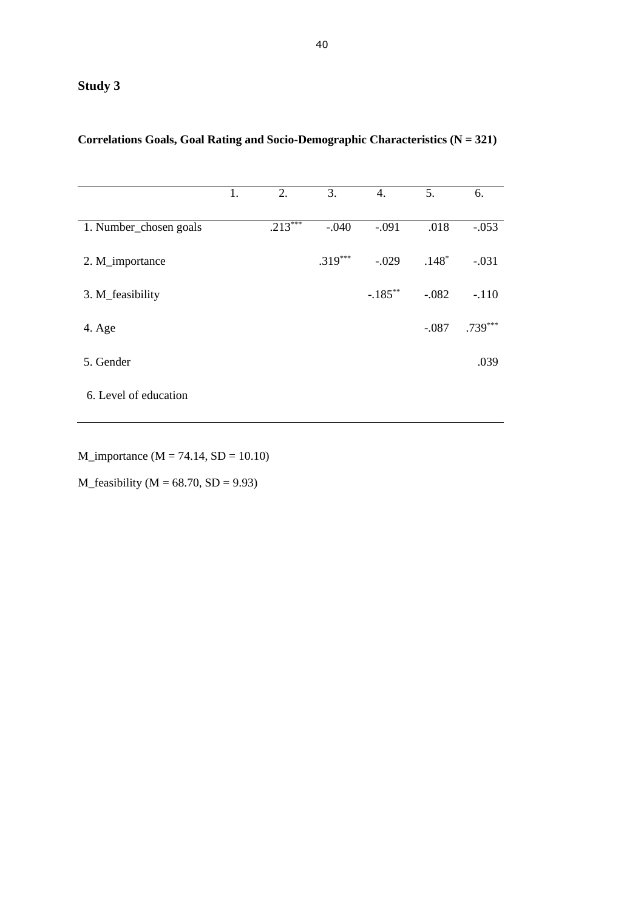**Study 3**

**Correlations Goals, Goal Rating and Socio-Demographic Characteristics (N = 321)**

| | 1. | 2. | 3. | 4. | 5. | 6. |
|---|---|---|---|---|---|---|
| 1. Number_chosen goals | | .213*** | -.040 | -.091 | .018 | -.053 |
| 2. M_importance | | | .319*** | -.029 | .148* | -.031 |
| 3. M_feasibility | | | | -.185** | -.082 | -.110 |
| 4. Age | | | | | -.087 | .739*** |
| 5. Gender | | | | | | .039 |
| 6. Level of education | | | | | | |

M_importance (M = 74.14, SD = 10.10)

M_feasibility (M = 68.70, SD = 9.93)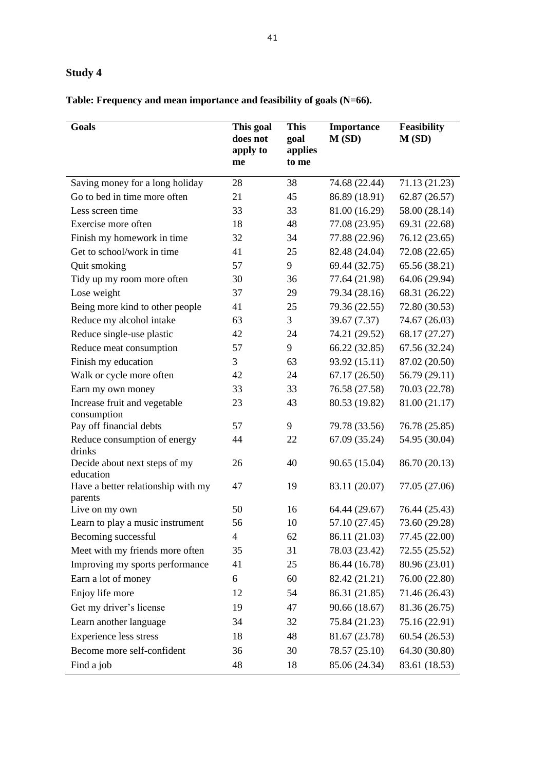## Study 4

**Table: Frequency and mean importance and feasibility of goals (N=66).**

| Goals | This goal does not apply to me | This goal applies to me | Importance M (SD) | Feasibility M (SD) |
|---|---|---|---|---|
| Saving money for a long holiday | 28 | 38 | 74.68 (22.44) | 71.13 (21.23) |
| Go to bed in time more often | 21 | 45 | 86.89 (18.91) | 62.87 (26.57) |
| Less screen time | 33 | 33 | 81.00 (16.29) | 58.00 (28.14) |
| Exercise more often | 18 | 48 | 77.08 (23.95) | 69.31 (22.68) |
| Finish my homework in time | 32 | 34 | 77.88 (22.96) | 76.12 (23.65) |
| Get to school/work in time | 41 | 25 | 82.48 (24.04) | 72.08 (22.65) |
| Quit smoking | 57 | 9 | 69.44 (32.75) | 65.56 (38.21) |
| Tidy up my room more often | 30 | 36 | 77.64 (21.98) | 64.06 (29.94) |
| Lose weight | 37 | 29 | 79.34 (28.16) | 68.31 (26.22) |
| Being more kind to other people | 41 | 25 | 79.36 (22.55) | 72.80 (30.53) |
| Reduce my alcohol intake | 63 | 3 | 39.67 (7.37) | 74.67 (26.03) |
| Reduce single-use plastic | 42 | 24 | 74.21 (29.52) | 68.17 (27.27) |
| Reduce meat consumption | 57 | 9 | 66.22 (32.85) | 67.56 (32.24) |
| Finish my education | 3 | 63 | 93.92 (15.11) | 87.02 (20.50) |
| Walk or cycle more often | 42 | 24 | 67.17 (26.50) | 56.79 (29.11) |
| Earn my own money | 33 | 33 | 76.58 (27.58) | 70.03 (22.78) |
| Increase fruit and vegetable consumption | 23 | 43 | 80.53 (19.82) | 81.00 (21.17) |
| Pay off financial debts | 57 | 9 | 79.78 (33.56) | 76.78 (25.85) |
| Reduce consumption of energy drinks | 44 | 22 | 67.09 (35.24) | 54.95 (30.04) |
| Decide about next steps of my education | 26 | 40 | 90.65 (15.04) | 86.70 (20.13) |
| Have a better relationship with my parents | 47 | 19 | 83.11 (20.07) | 77.05 (27.06) |
| Live on my own | 50 | 16 | 64.44 (29.67) | 76.44 (25.43) |
| Learn to play a music instrument | 56 | 10 | 57.10 (27.45) | 73.60 (29.28) |
| Becoming successful | 4 | 62 | 86.11 (21.03) | 77.45 (22.00) |
| Meet with my friends more often | 35 | 31 | 78.03 (23.42) | 72.55 (25.52) |
| Improving my sports performance | 41 | 25 | 86.44 (16.78) | 80.96 (23.01) |
| Earn a lot of money | 6 | 60 | 82.42 (21.21) | 76.00 (22.80) |
| Enjoy life more | 12 | 54 | 86.31 (21.85) | 71.46 (26.43) |
| Get my driver's license | 19 | 47 | 90.66 (18.67) | 81.36 (26.75) |
| Learn another language | 34 | 32 | 75.84 (21.23) | 75.16 (22.91) |
| Experience less stress | 18 | 48 | 81.67 (23.78) | 60.54 (26.53) |
| Become more self-confident | 36 | 30 | 78.57 (25.10) | 64.30 (30.80) |
| Find a job | 48 | 18 | 85.06 (24.34) | 83.61 (18.53) |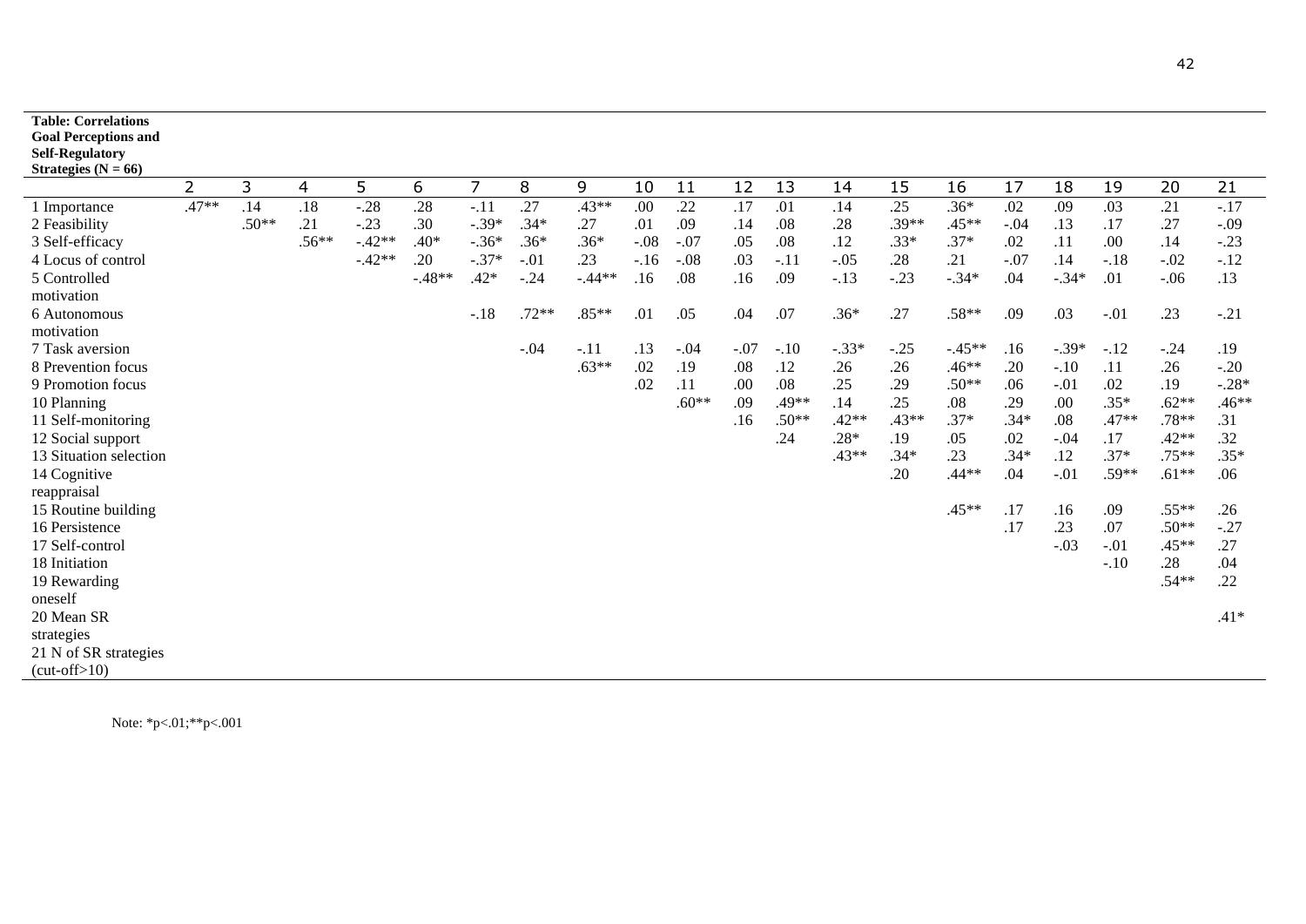**Table: Correlations Goal Perceptions and Self-Regulatory Strategies (N = 66)**

| | 2 | 3 | 4 | 5 | 6 | 7 | 8 | 9 | 10 | 11 | 12 | 13 | 14 | 15 | 16 | 17 | 18 | 19 | 20 | 21 |
|---|---|---|---|---|---|---|---|---|---|---|---|---|---|---|---|---|---|---|---|---|
| 1 Importance | .47** | .14 | .18 | -.28 | .28 | -.11 | .27 | .43** | .00 | .22 | .17 | .01 | .14 | .25 | .36* | .02 | .09 | .03 | .21 | -.17 |
| 2 Feasibility | | .50** | .21 | -.23 | .30 | -.39* | .34* | .27 | .01 | .09 | .14 | .08 | .28 | .39** | .45** | -.04 | .13 | .17 | .27 | -.09 |
| 3 Self-efficacy | | | .56** | -.42** | .40* | -.36* | .36* | .36* | -.08 | -.07 | .05 | .08 | .12 | .33* | .37* | .02 | .11 | .00 | .14 | -.23 |
| 4 Locus of control | | | | -.42** | .20 | -.37* | -.01 | .23 | -.16 | -.08 | .03 | -.11 | -.05 | .28 | .21 | -.07 | .14 | -.18 | -.02 | -.12 |
| 5 Controlled motivation | | | | | -.48** | .42* | -.24 | -.44** | .16 | .08 | .16 | .09 | -.13 | -.23 | -.34* | .04 | -.34* | .01 | -.06 | .13 |
| 6 Autonomous motivation | | | | | | -.18 | .72** | .85** | .01 | .05 | .04 | .07 | .36* | .27 | .58** | .09 | .03 | -.01 | .23 | -.21 |
| 7 Task aversion | | | | | | | -.04 | -.11 | .13 | -.04 | -.07 | -.10 | -.33* | -.25 | -.45** | .16 | -.39* | -.12 | -.24 | .19 |
| 8 Prevention focus | | | | | | | | .63** | .02 | .19 | .08 | .12 | .26 | .26 | .46** | .20 | -.10 | .11 | .26 | -.20 |
| 9 Promotion focus | | | | | | | | | .02 | .11 | .00 | .08 | .25 | .29 | .50** | .06 | -.01 | .02 | .19 | -.28* |
| 10 Planning | | | | | | | | | | .60** | .09 | .49** | .14 | .25 | .08 | .29 | .00 | .35* | .62** | .46** |
| 11 Self-monitoring | | | | | | | | | | | .16 | .50** | .42** | .43** | .37* | .34* | .08 | .47** | .78** | .31 |
| 12 Social support | | | | | | | | | | | | .24 | .28* | .19 | .05 | .02 | -.04 | .17 | .42** | .32 |
| 13 Situation selection | | | | | | | | | | | | | .43** | .34* | .23 | .34* | .12 | .37* | .75** | .35* |
| 14 Cognitive reappraisal | | | | | | | | | | | | | | .20 | .44** | .04 | -.01 | .59** | .61** | .06 |
| 15 Routine building | | | | | | | | | | | | | | | .45** | .17 | .16 | .09 | .55** | .26 |
| 16 Persistence | | | | | | | | | | | | | | | | .17 | .23 | .07 | .50** | -.27 |
| 17 Self-control | | | | | | | | | | | | | | | | | -.03 | -.01 | .45** | .27 |
| 18 Initiation | | | | | | | | | | | | | | | | | | -.10 | .28 | .04 |
| 19 Rewarding oneself | | | | | | | | | | | | | | | | | | | .54** | .22 |
| 20 Mean SR strategies | | | | | | | | | | | | | | | | | | | | .41* |
| 21 N of SR strategies (cut-off>10) | | | | | | | | | | | | | | | | | | | | |

Note: *p<.01;**p<.001